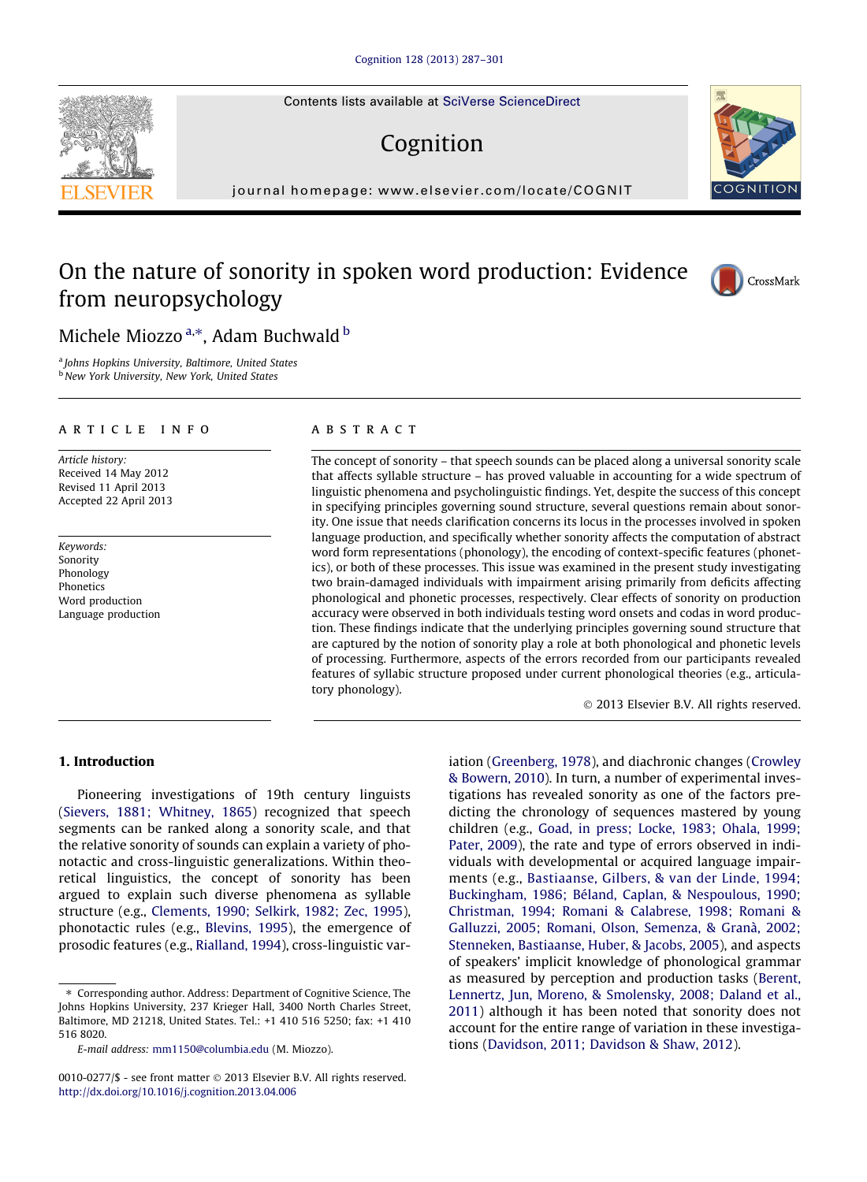# On the nature of sonority in spoken word production: Evidence from neuropsychology

Michele Miozzo [a,*], Adam Buchwald [b]

[a] Johns Hopkins University, Baltimore, United States
[b] New York University, New York, United States

**ARTICLE INFO**

*Article history:*
Received 14 May 2012
Revised 11 April 2013
Accepted 22 April 2013

*Keywords:*
Sonority
Phonology
Phonetics
Word production
Language production

**ABSTRACT**

The concept of sonority – that speech sounds can be placed along a universal sonority scale that affects syllable structure – has proved valuable in accounting for a wide spectrum of linguistic phenomena and psycholinguistic findings. Yet, despite the success of this concept in specifying principles governing sound structure, several questions remain about sonority. One issue that needs clarification concerns its locus in the processes involved in spoken language production, and specifically whether sonority affects the computation of abstract word form representations (phonology), the encoding of context-specific features (phonetics), or both of these processes. This issue was examined in the present study investigating two brain-damaged individuals with impairment arising primarily from deficits affecting phonological and phonetic processes, respectively. Clear effects of sonority on production accuracy were observed in both individuals testing word onsets and codas in word production. These findings indicate that the underlying principles governing sound structure that are captured by the notion of sonority play a role at both phonological and phonetic levels of processing. Furthermore, aspects of the errors recorded from our participants revealed features of syllabic structure proposed under current phonological theories (e.g., articulatory phonology).

© 2013 Elsevier B.V. All rights reserved.

## 1. Introduction

Pioneering investigations of 19th century linguists (Sievers, 1881; Whitney, 1865) recognized that speech segments can be ranked along a sonority scale, and that the relative sonority of sounds can explain a variety of phonotactic and cross-linguistic generalizations. Within theoretical linguistics, the concept of sonority has been argued to explain such diverse phenomena as syllable structure (e.g., Clements, 1990; Selkirk, 1982; Zec, 1995), phonotactic rules (e.g., Blevins, 1995), the emergence of prosodic features (e.g., Rialland, 1994), cross-linguistic variation (Greenberg, 1978), and diachronic changes (Crowley & Bowern, 2010). In turn, a number of experimental investigations has revealed sonority as one of the factors predicting the chronology of sequences mastered by young children (e.g., Goad, in press; Locke, 1983; Ohala, 1999; Pater, 2009), the rate and type of errors observed in individuals with developmental or acquired language impairments (e.g., Bastiaanse, Gilbers, & van der Linde, 1994; Buckingham, 1986; Béland, Caplan, & Nespoulous, 1990; Christman, 1994; Romani & Calabrese, 1998; Romani & Galluzzi, 2005; Romani, Olson, Semenza, & Granà, 2002; Stenneken, Bastiaanse, Huber, & Jacobs, 2005), and aspects of speakers' implicit knowledge of phonological grammar as measured by perception and production tasks (Berent, Lennertz, Jun, Moreno, & Smolensky, 2008; Daland et al., 2011) although it has been noted that sonority does not account for the entire range of variation in these investigations (Davidson, 2011; Davidson & Shaw, 2012).

* Corresponding author. Address: Department of Cognitive Science, The Johns Hopkins University, 237 Krieger Hall, 3400 North Charles Street, Baltimore, MD 21218, United States. Tel.: +1 410 516 5250; fax: +1 410 516 8020.
*E-mail address:* mm1150@columbia.edu (M. Miozzo).

0010-0277/$ - see front matter © 2013 Elsevier B.V. All rights reserved.
http://dx.doi.org/10.1016/j.cognition.2013.04.006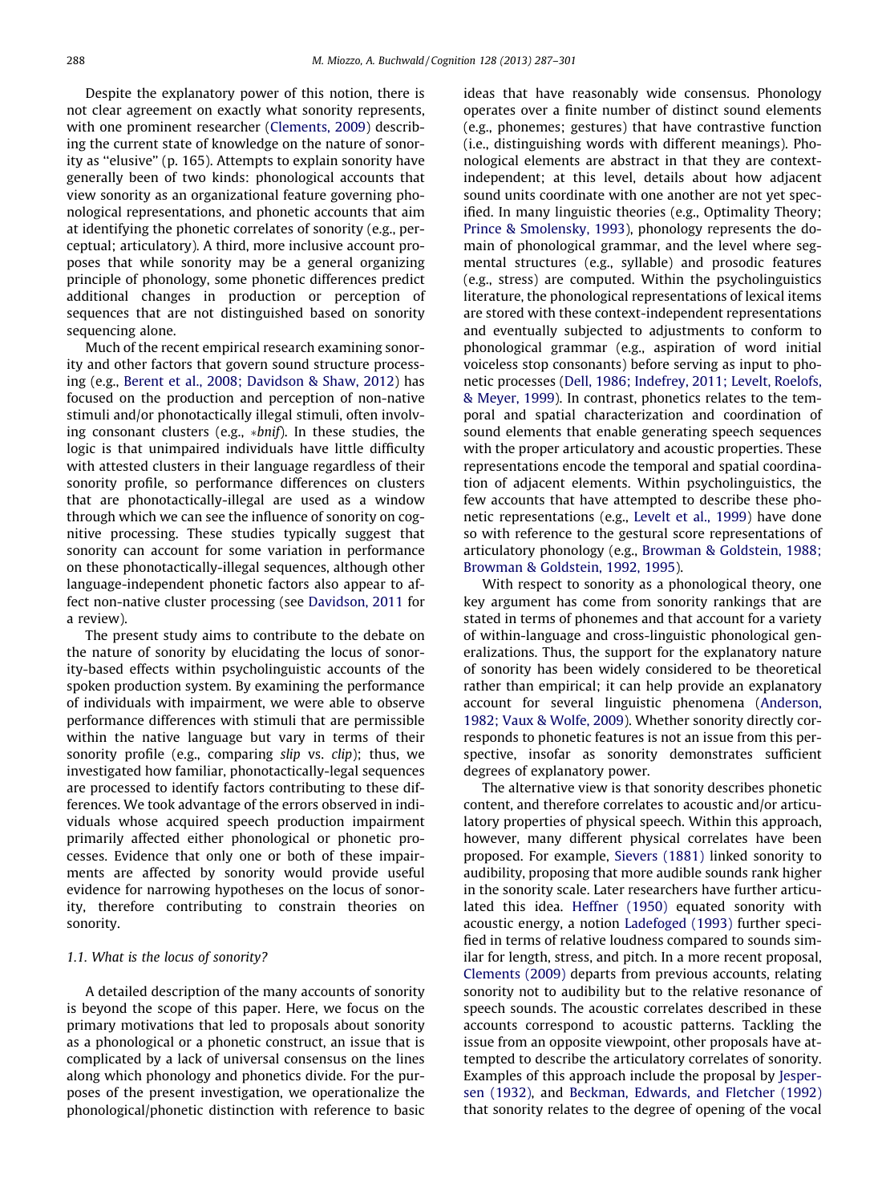Despite the explanatory power of this notion, there is not clear agreement on exactly what sonority represents, with one prominent researcher (Clements, 2009) describing the current state of knowledge on the nature of sonority as ''elusive'' (p. 165). Attempts to explain sonority have generally been of two kinds: phonological accounts that view sonority as an organizational feature governing phonological representations, and phonetic accounts that aim at identifying the phonetic correlates of sonority (e.g., perceptual; articulatory). A third, more inclusive account proposes that while sonority may be a general organizing principle of phonology, some phonetic differences predict additional changes in production or perception of sequences that are not distinguished based on sonority sequencing alone.

Much of the recent empirical research examining sonority and other factors that govern sound structure processing (e.g., Berent et al., 2008; Davidson & Shaw, 2012) has focused on the production and perception of non-native stimuli and/or phonotactically illegal stimuli, often involving consonant clusters (e.g., *\*bnif*). In these studies, the logic is that unimpaired individuals have little difficulty with attested clusters in their language regardless of their sonority profile, so performance differences on clusters that are phonotactically-illegal are used as a window through which we can see the influence of sonority on cognitive processing. These studies typically suggest that sonority can account for some variation in performance on these phonotactically-illegal sequences, although other language-independent phonetic factors also appear to affect non-native cluster processing (see Davidson, 2011 for a review).

The present study aims to contribute to the debate on the nature of sonority by elucidating the locus of sonority-based effects within psycholinguistic accounts of the spoken production system. By examining the performance of individuals with impairment, we were able to observe performance differences with stimuli that are permissible within the native language but vary in terms of their sonority profile (e.g., comparing *slip* vs. *clip*); thus, we investigated how familiar, phonotactically-legal sequences are processed to identify factors contributing to these differences. We took advantage of the errors observed in individuals whose acquired speech production impairment primarily affected either phonological or phonetic processes. Evidence that only one or both of these impairments are affected by sonority would provide useful evidence for narrowing hypotheses on the locus of sonority, therefore contributing to constrain theories on sonority.

### 1.1. What is the locus of sonority?

A detailed description of the many accounts of sonority is beyond the scope of this paper. Here, we focus on the primary motivations that led to proposals about sonority as a phonological or a phonetic construct, an issue that is complicated by a lack of universal consensus on the lines along which phonology and phonetics divide. For the purposes of the present investigation, we operationalize the phonological/phonetic distinction with reference to basic ideas that have reasonably wide consensus. Phonology operates over a finite number of distinct sound elements (e.g., phonemes; gestures) that have contrastive function (i.e., distinguishing words with different meanings). Phonological elements are abstract in that they are context-independent; at this level, details about how adjacent sound units coordinate with one another are not yet specified. In many linguistic theories (e.g., Optimality Theory; Prince & Smolensky, 1993), phonology represents the domain of phonological grammar, and the level where segmental structures (e.g., syllable) and prosodic features (e.g., stress) are computed. Within the psycholinguistics literature, the phonological representations of lexical items are stored with these context-independent representations and eventually subjected to adjustments to conform to phonological grammar (e.g., aspiration of word initial voiceless stop consonants) before serving as input to phonetic processes (Dell, 1986; Indefrey, 2011; Levelt, Roelofs, & Meyer, 1999). In contrast, phonetics relates to the temporal and spatial characterization and coordination of sound elements that enable generating speech sequences with the proper articulatory and acoustic properties. These representations encode the temporal and spatial coordination of adjacent elements. Within psycholinguistics, the few accounts that have attempted to describe these phonetic representations (e.g., Levelt et al., 1999) have done so with reference to the gestural score representations of articulatory phonology (e.g., Browman & Goldstein, 1988; Browman & Goldstein, 1992, 1995).

With respect to sonority as a phonological theory, one key argument has come from sonority rankings that are stated in terms of phonemes and that account for a variety of within-language and cross-linguistic phonological generalizations. Thus, the support for the explanatory nature of sonority has been widely considered to be theoretical rather than empirical; it can help provide an explanatory account for several linguistic phenomena (Anderson, 1982; Vaux & Wolfe, 2009). Whether sonority directly corresponds to phonetic features is not an issue from this perspective, insofar as sonority demonstrates sufficient degrees of explanatory power.

The alternative view is that sonority describes phonetic content, and therefore correlates to acoustic and/or articulatory properties of physical speech. Within this approach, however, many different physical correlates have been proposed. For example, Sievers (1881) linked sonority to audibility, proposing that more audible sounds rank higher in the sonority scale. Later researchers have further articulated this idea. Heffner (1950) equated sonority with acoustic energy, a notion Ladefoged (1993) further specified in terms of relative loudness compared to sounds similar for length, stress, and pitch. In a more recent proposal, Clements (2009) departs from previous accounts, relating sonority not to audibility but to the relative resonance of speech sounds. The acoustic correlates described in these accounts correspond to acoustic patterns. Tackling the issue from an opposite viewpoint, other proposals have attempted to describe the articulatory correlates of sonority. Examples of this approach include the proposal by Jespersen (1932), and Beckman, Edwards, and Fletcher (1992) that sonority relates to the degree of opening of the vocal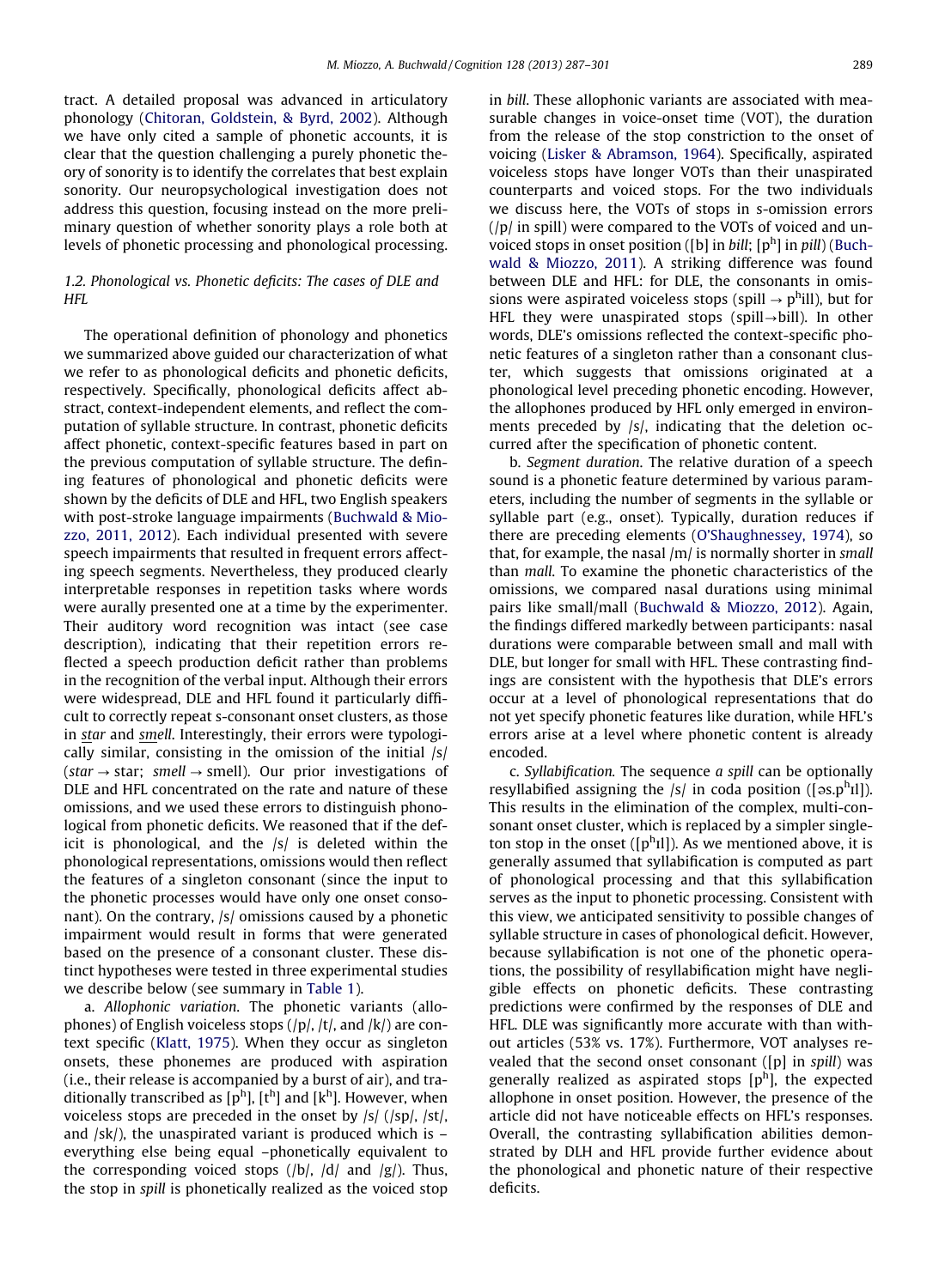tract. A detailed proposal was advanced in articulatory phonology (Chitoran, Goldstein, & Byrd, 2002). Although we have only cited a sample of phonetic accounts, it is clear that the question challenging a purely phonetic theory of sonority is to identify the correlates that best explain sonority. Our neuropsychological investigation does not address this question, focusing instead on the more preliminary question of whether sonority plays a role both at levels of phonetic processing and phonological processing.

### 1.2. Phonological vs. Phonetic deficits: The cases of DLE and HFL

The operational definition of phonology and phonetics we summarized above guided our characterization of what we refer to as phonological deficits and phonetic deficits, respectively. Specifically, phonological deficits affect abstract, context-independent elements, and reflect the computation of syllable structure. In contrast, phonetic deficits affect phonetic, context-specific features based in part on the previous computation of syllable structure. The defining features of phonological and phonetic deficits were shown by the deficits of DLE and HFL, two English speakers with post-stroke language impairments (Buchwald & Miozzo, 2011, 2012). Each individual presented with severe speech impairments that resulted in frequent errors affecting speech segments. Nevertheless, they produced clearly interpretable responses in repetition tasks where words were aurally presented one at a time by the experimenter. Their auditory word recognition was intact (see case description), indicating that their repetition errors reflected a speech production deficit rather than problems in the recognition of the verbal input. Although their errors were widespread, DLE and HFL found it particularly difficult to correctly repeat s-consonant onset clusters, as those in <u>st</u>ar and <u>sm</u>ell. Interestingly, their errors were typologically similar, consisting in the omission of the initial /s/ (*star* → star; *smell* → smell). Our prior investigations of DLE and HFL concentrated on the rate and nature of these omissions, and we used these errors to distinguish phonological from phonetic deficits. We reasoned that if the deficit is phonological, and the /s/ is deleted within the phonological representations, omissions would then reflect the features of a singleton consonant (since the input to the phonetic processes would have only one onset consonant). On the contrary, /s/ omissions caused by a phonetic impairment would result in forms that were generated based on the presence of a consonant cluster. These distinct hypotheses were tested in three experimental studies we describe below (see summary in Table 1).

a. *Allophonic variation*. The phonetic variants (allophones) of English voiceless stops (/p/, /t/, and /k/) are context specific (Klatt, 1975). When they occur as singleton onsets, these phonemes are produced with aspiration (i.e., their release is accompanied by a burst of air), and traditionally transcribed as [$p^h$], [$t^h$] and [$k^h$]. However, when voiceless stops are preceded in the onset by /s/ (/sp/, /st/, and /sk/), the unaspirated variant is produced which is – everything else being equal –phonetically equivalent to the corresponding voiced stops (/b/, /d/ and /g/). Thus, the stop in *spill* is phonetically realized as the voiced stop in *bill*. These allophonic variants are associated with measurable changes in voice-onset time (VOT), the duration from the release of the stop constriction to the onset of voicing (Lisker & Abramson, 1964). Specifically, aspirated voiceless stops have longer VOTs than their unaspirated counterparts and voiced stops. For the two individuals we discuss here, the VOTs of stops in s-omission errors (/p/ in spill) were compared to the VOTs of voiced and unvoiced stops in onset position ([b] in *bill*; [$p^h$] in *pill*) (Buchwald & Miozzo, 2011). A striking difference was found between DLE and HFL: for DLE, the consonants in omissions were aspirated voiceless stops (spill → $p^h$ill), but for HFL they were unaspirated stops (spill→bill). In other words, DLE's omissions reflected the context-specific phonetic features of a singleton rather than a consonant cluster, which suggests that omissions originated at a phonological level preceding phonetic encoding. However, the allophones produced by HFL only emerged in environments preceded by /s/, indicating that the deletion occurred after the specification of phonetic content.

b. *Segment duration*. The relative duration of a speech sound is a phonetic feature determined by various parameters, including the number of segments in the syllable or syllable part (e.g., onset). Typically, duration reduces if there are preceding elements (O'Shaughnessey, 1974), so that, for example, the nasal /m/ is normally shorter in *small* than *mall*. To examine the phonetic characteristics of the omissions, we compared nasal durations using minimal pairs like small/mall (Buchwald & Miozzo, 2012). Again, the findings differed markedly between participants: nasal durations were comparable between small and mall with DLE, but longer for small with HFL. These contrasting findings are consistent with the hypothesis that DLE's errors occur at a level of phonological representations that do not yet specify phonetic features like duration, while HFL's errors arise at a level where phonetic content is already encoded.

c. *Syllabification*. The sequence *a spill* can be optionally resyllabified assigning the /s/ in coda position ([əs.$p^h$ɪl]). This results in the elimination of the complex, multi-consonant onset cluster, which is replaced by a simpler singleton stop in the onset ([$p^h$ɪl]). As we mentioned above, it is generally assumed that syllabification is computed as part of phonological processing and that this syllabification serves as the input to phonetic processing. Consistent with this view, we anticipated sensitivity to possible changes of syllable structure in cases of phonological deficit. However, because syllabification is not one of the phonetic operations, the possibility of resyllabification might have negligible effects on phonetic deficits. These contrasting predictions were confirmed by the responses of DLE and HFL. DLE was significantly more accurate with than without articles (53% vs. 17%). Furthermore, VOT analyses revealed that the second onset consonant ([p] in *spill*) was generally realized as aspirated stops [$p^h$], the expected allophone in onset position. However, the presence of the article did not have noticeable effects on HFL's responses. Overall, the contrasting syllabification abilities demonstrated by DLH and HFL provide further evidence about the phonological and phonetic nature of their respective deficits.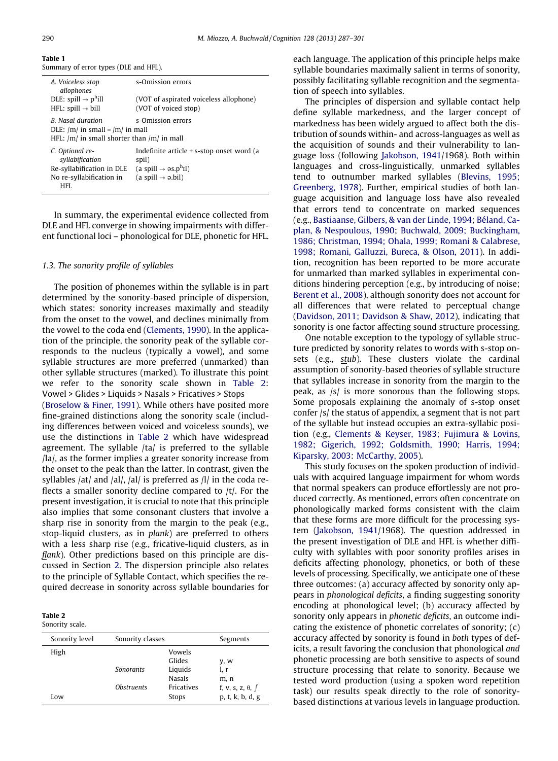**Table 1**
Summary of error types (DLE and HFL).

| | |
|---|---|
| *A. Voiceless stop allophones* | s-Omission errors |
| DLE: spill → pʰill | (VOT of aspirated voiceless allophone) |
| HFL: spill → bill | (VOT of voiced stop) |
| *B. Nasal duration* | s-Omission errors |
| DLE: /m/ in small = /m/ in mall | |
| HFL: /m/ in small shorter than /m/ in mall | |
| *C. Optional re-syllabification* | Indefinite article + s-stop onset word (a spil) |
| Re-syllabification in DLE | (a spill → əs.pʰɪl) |
| No re-syllabification in HFL | (a spill → ə.bil) |

In summary, the experimental evidence collected from DLE and HFL converge in showing impairments with different functional loci – phonological for DLE, phonetic for HFL.

### 1.3. The sonority profile of syllables

The position of phonemes within the syllable is in part determined by the sonority-based principle of dispersion, which states: sonority increases maximally and steadily from the onset to the vowel, and declines minimally from the vowel to the coda end (Clements, 1990). In the application of the principle, the sonority peak of the syllable corresponds to the nucleus (typically a vowel), and some syllable structures are more preferred (unmarked) than other syllable structures (marked). To illustrate this point we refer to the sonority scale shown in Table 2: Vowel > Glides > Liquids > Nasals > Fricatives > Stops (Broselow & Finer, 1991). While others have posited more fine-grained distinctions along the sonority scale (including differences between voiced and voiceless sounds), we use the distinctions in Table 2 which have widespread agreement. The syllable /ta/ is preferred to the syllable /la/, as the former implies a greater sonority increase from the onset to the peak than the latter. In contrast, given the syllables /at/ and /al/, /al/ is preferred as /l/ in the coda reflects a smaller sonority decline compared to /t/. For the present investigation, it is crucial to note that this principle also implies that some consonant clusters that involve a sharp rise in sonority from the margin to the peak (e.g., stop-liquid clusters, as in *pl*ank) are preferred to others with a less sharp rise (e.g., fricative-liquid clusters, as in *fl*ank). Other predictions based on this principle are discussed in Section 2. The dispersion principle also relates to the principle of Syllable Contact, which specifies the required decrease in sonority across syllable boundaries for each language. The application of this principle helps make syllable boundaries maximally salient in terms of sonority, possibly facilitating syllable recognition and the segmentation of speech into syllables.

**Table 2**
Sonority scale.

| Sonority level | Sonority classes | | Segments |
|---|---|---|---|
| High | | Vowels | |
| | | Glides | y, w |
| | *Sonorants* | Liquids | l, r |
| | | Nasals | m, n |
| | *Obstruents* | Fricatives | f, v, s, z, θ, ʃ |
| Low | | Stops | p, t, k, b, d, g |

The principles of dispersion and syllable contact help define syllable markedness, and the larger concept of markedness has been widely argued to affect both the distribution of sounds within- and across-languages as well as the acquisition of sounds and their vulnerability to language loss (following Jakobson, 1941/1968). Both within languages and cross-linguistically, unmarked syllables tend to outnumber marked syllables (Blevins, 1995; Greenberg, 1978). Further, empirical studies of both language acquisition and language loss have also revealed that errors tend to concentrate on marked sequences (e.g., Bastiaanse, Gilbers, & van der Linde, 1994; Béland, Caplan, & Nespoulous, 1990; Buchwald, 2009; Buckingham, 1986; Christman, 1994; Ohala, 1999; Romani & Calabrese, 1998; Romani, Galluzzi, Bureca, & Olson, 2011). In addition, recognition has been reported to be more accurate for unmarked than marked syllables in experimental conditions hindering perception (e.g., by introducing of noise; Berent et al., 2008), although sonority does not account for all differences that were related to perceptual change (Davidson, 2011; Davidson & Shaw, 2012), indicating that sonority is one factor affecting sound structure processing.

One notable exception to the typology of syllable structure predicted by sonority relates to words with s-stop onsets (e.g., *st*ub). These clusters violate the cardinal assumption of sonority-based theories of syllable structure that syllables increase in sonority from the margin to the peak, as /s/ is more sonorous than the following stops. Some proposals explaining the anomaly of s-stop onset confer /s/ the status of appendix, a segment that is not part of the syllable but instead occupies an extra-syllabic position (e.g., Clements & Keyser, 1983; Fujimura & Lovins, 1982; Gigerich, 1992; Goldsmith, 1990; Harris, 1994; Kiparsky, 2003: McCarthy, 2005).

This study focuses on the spoken production of individuals with acquired language impairment for whom words that normal speakers can produce effortlessly are not produced correctly. As mentioned, errors often concentrate on phonologically marked forms consistent with the claim that these forms are more difficult for the processing system (Jakobson, 1941/1968). The question addressed in the present investigation of DLE and HFL is whether difficulty with syllables with poor sonority profiles arises in deficits affecting phonology, phonetics, or both of these levels of processing. Specifically, we anticipate one of these three outcomes: (a) accuracy affected by sonority only appears in *phonological deficits*, a finding suggesting sonority encoding at phonological level; (b) accuracy affected by sonority only appears in *phonetic deficits*, an outcome indicating the existence of phonetic correlates of sonority; (c) accuracy affected by sonority is found in *both* types of deficits, a result favoring the conclusion that phonological *and* phonetic processing are both sensitive to aspects of sound structure processing that relate to sonority. Because we tested word production (using a spoken word repetition task) our results speak directly to the role of sonority-based distinctions at various levels in language production.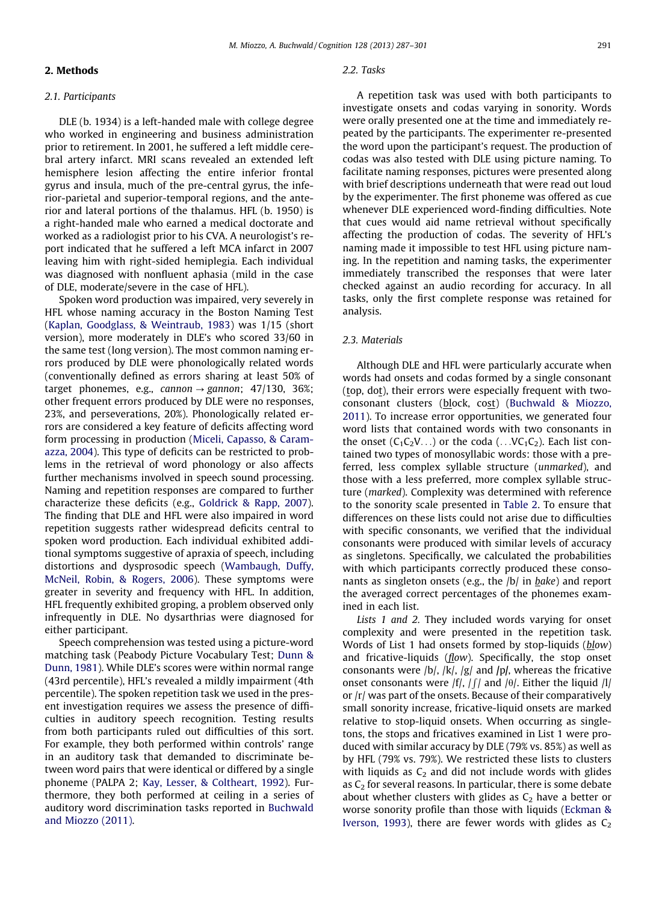## 2. Methods

### 2.1. Participants

DLE (b. 1934) is a left-handed male with college degree who worked in engineering and business administration prior to retirement. In 2001, he suffered a left middle cerebral artery infarct. MRI scans revealed an extended left hemisphere lesion affecting the entire inferior frontal gyrus and insula, much of the pre-central gyrus, the inferior-parietal and superior-temporal regions, and the anterior and lateral portions of the thalamus. HFL (b. 1950) is a right-handed male who earned a medical doctorate and worked as a radiologist prior to his CVA. A neurologist's report indicated that he suffered a left MCA infarct in 2007 leaving him with right-sided hemiplegia. Each individual was diagnosed with nonfluent aphasia (mild in the case of DLE, moderate/severe in the case of HFL).

Spoken word production was impaired, very severely in HFL whose naming accuracy in the Boston Naming Test (Kaplan, Goodglass, & Weintraub, 1983) was 1/15 (short version), more moderately in DLE's who scored 33/60 in the same test (long version). The most common naming errors produced by DLE were phonologically related words (conventionally defined as errors sharing at least 50% of target phonemes, e.g., *cannon* → *gannon*; 47/130, 36%; other frequent errors produced by DLE were no responses, 23%, and perseverations, 20%). Phonologically related errors are considered a key feature of deficits affecting word form processing in production (Miceli, Capasso, & Caramazza, 2004). This type of deficits can be restricted to problems in the retrieval of word phonology or also affects further mechanisms involved in speech sound processing. Naming and repetition responses are compared to further characterize these deficits (e.g., Goldrick & Rapp, 2007). The finding that DLE and HFL were also impaired in word repetition suggests rather widespread deficits central to spoken word production. Each individual exhibited additional symptoms suggestive of apraxia of speech, including distortions and dysprosodic speech (Wambaugh, Duffy, McNeil, Robin, & Rogers, 2006). These symptoms were greater in severity and frequency with HFL. In addition, HFL frequently exhibited groping, a problem observed only infrequently in DLE. No dysarthrias were diagnosed for either participant.

Speech comprehension was tested using a picture-word matching task (Peabody Picture Vocabulary Test; Dunn & Dunn, 1981). While DLE's scores were within normal range (43rd percentile), HFL's revealed a mildly impairment (4th percentile). The spoken repetition task we used in the present investigation requires we assess the presence of difficulties in auditory speech recognition. Testing results from both participants ruled out difficulties of this sort. For example, they both performed within controls' range in an auditory task that demanded to discriminate between word pairs that were identical or differed by a single phoneme (PALPA 2; Kay, Lesser, & Coltheart, 1992). Furthermore, they both performed at ceiling in a series of auditory word discrimination tasks reported in Buchwald and Miozzo (2011).

### 2.2. Tasks

A repetition task was used with both participants to investigate onsets and codas varying in sonority. Words were orally presented one at the time and immediately repeated by the participants. The experimenter re-presented the word upon the participant's request. The production of codas was also tested with DLE using picture naming. To facilitate naming responses, pictures were presented along with brief descriptions underneath that were read out loud by the experimenter. The first phoneme was offered as cue whenever DLE experienced word-finding difficulties. Note that cues would aid name retrieval without specifically affecting the production of codas. The severity of HFL's naming made it impossible to test HFL using picture naming. In the repetition and naming tasks, the experimenter immediately transcribed the responses that were later checked against an audio recording for accuracy. In all tasks, only the first complete response was retained for analysis.

### 2.3. Materials

Although DLE and HFL were particularly accurate when words had onsets and codas formed by a single consonant (<u>t</u>op, do<u>t</u>), their errors were especially frequent with two-consonant clusters (<u>bl</u>ock, co<u>st</u>) (Buchwald & Miozzo, 2011). To increase error opportunities, we generated four word lists that contained words with two consonants in the onset ($C_1C_2V\ldots$) or the coda ($\ldots VC_1C_2$). Each list contained two types of monosyllabic words: those with a preferred, less complex syllable structure (*unmarked*), and those with a less preferred, more complex syllable structure (*marked*). Complexity was determined with reference to the sonority scale presented in Table 2. To ensure that differences on these lists could not arise due to difficulties with specific consonants, we verified that the individual consonants were produced with similar levels of accuracy as singletons. Specifically, we calculated the probabilities with which participants correctly produced these consonants as singleton onsets (e.g., the /b/ in <u>b</u>ake) and report the averaged correct percentages of the phonemes examined in each list.

*Lists 1 and 2.* They included words varying for onset complexity and were presented in the repetition task. Words of List 1 had onsets formed by stop-liquids (<u>*bl*</u>*ow*) and fricative-liquids (<u>*fl*</u>*ow*). Specifically, the stop onset consonants were /b/, /k/, /g/ and /p/, whereas the fricative onset consonants were /f/, /ʃ/ and /θ/. Either the liquid /l/ or /r/ was part of the onsets. Because of their comparatively small sonority increase, fricative-liquid onsets are marked relative to stop-liquid onsets. When occurring as singletons, the stops and fricatives examined in List 1 were produced with similar accuracy by DLE (79% vs. 85%) as well as by HFL (79% vs. 79%). We restricted these lists to clusters with liquids as $C_2$ and did not include words with glides as $C_2$ for several reasons. In particular, there is some debate about whether clusters with glides as $C_2$ have a better or worse sonority profile than those with liquids (Eckman & Iverson, 1993), there are fewer words with glides as $C_2$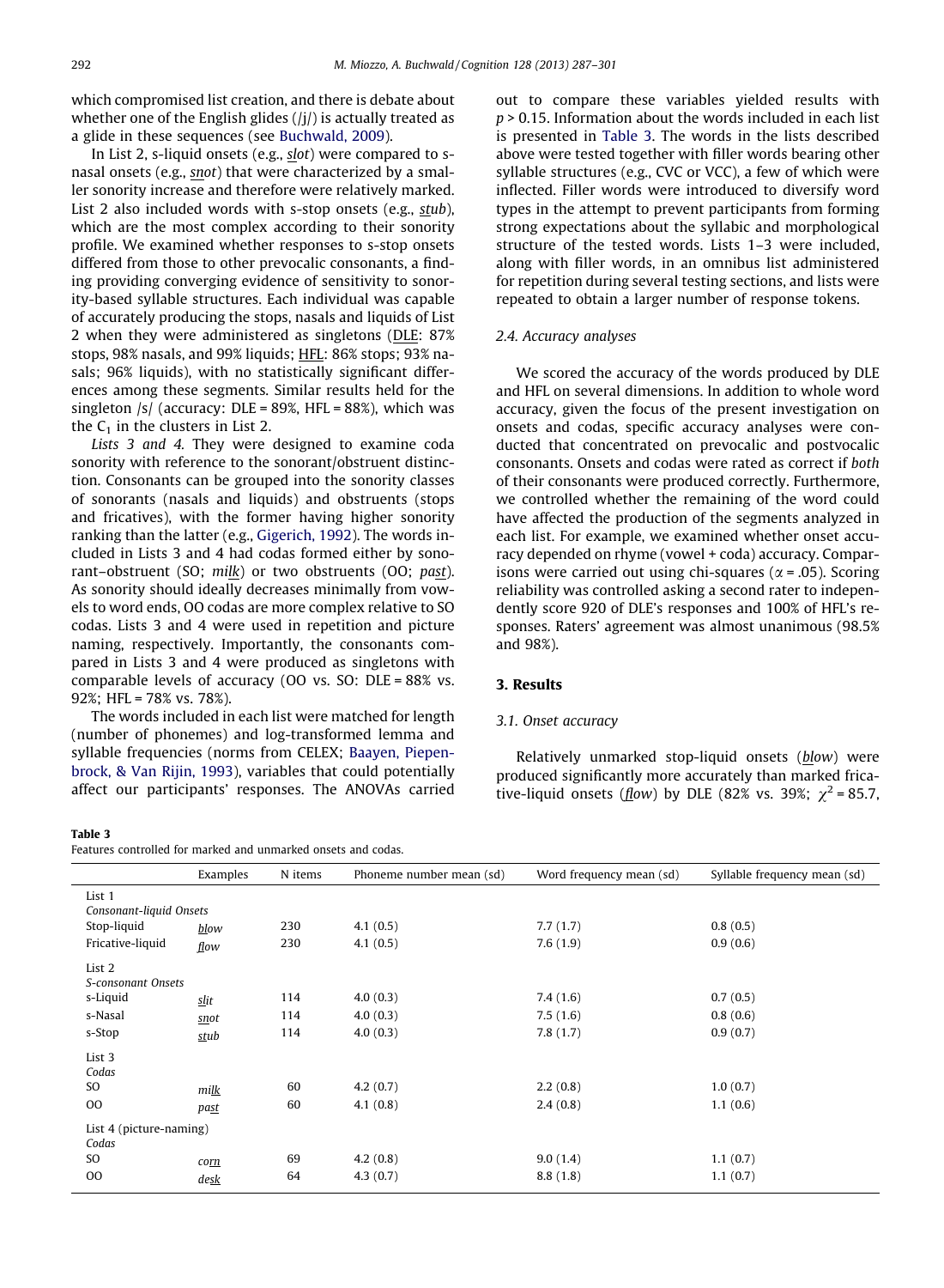which compromised list creation, and there is debate about whether one of the English glides (/j/) is actually treated as a glide in these sequences (see Buchwald, 2009).

In List 2, s-liquid onsets (e.g., slot) were compared to s-nasal onsets (e.g., snot) that were characterized by a smaller sonority increase and therefore were relatively marked. List 2 also included words with s-stop onsets (e.g., stub), which are the most complex according to their sonority profile. We examined whether responses to s-stop onsets differed from those to other prevocalic consonants, a finding providing converging evidence of sensitivity to sonority-based syllable structures. Each individual was capable of accurately producing the stops, nasals and liquids of List 2 when they were administered as singletons (DLE: 87% stops, 98% nasals, and 99% liquids; HFL: 86% stops; 93% nasals; 96% liquids), with no statistically significant differences among these segments. Similar results held for the singleton /s/ (accuracy: DLE = 89%, HFL = 88%), which was the $C_1$ in the clusters in List 2.

*Lists 3 and 4.* They were designed to examine coda sonority with reference to the sonorant/obstruent distinction. Consonants can be grouped into the sonority classes of sonorants (nasals and liquids) and obstruents (stops and fricatives), with the former having higher sonority ranking than the latter (e.g., Gigerich, 1992). The words included in Lists 3 and 4 had codas formed either by sonorant–obstruent (SO; milk) or two obstruents (OO; past). As sonority should ideally decreases minimally from vowels to word ends, OO codas are more complex relative to SO codas. Lists 3 and 4 were used in repetition and picture naming, respectively. Importantly, the consonants compared in Lists 3 and 4 were produced as singletons with comparable levels of accuracy (OO vs. SO: DLE = 88% vs. 92%; HFL = 78% vs. 78%).

The words included in each list were matched for length (number of phonemes) and log-transformed lemma and syllable frequencies (norms from CELEX; Baayen, Piepenbrock, & Van Rijin, 1993), variables that could potentially affect our participants' responses. The ANOVAs carried out to compare these variables yielded results with $p > 0.15$. Information about the words included in each list is presented in Table 3. The words in the lists described above were tested together with filler words bearing other syllable structures (e.g., CVC or VCC), a few of which were inflected. Filler words were introduced to diversify word types in the attempt to prevent participants from forming strong expectations about the syllabic and morphological structure of the tested words. Lists 1–3 were included, along with filler words, in an omnibus list administered for repetition during several testing sections, and lists were repeated to obtain a larger number of response tokens.

### 2.4. Accuracy analyses

We scored the accuracy of the words produced by DLE and HFL on several dimensions. In addition to whole word accuracy, given the focus of the present investigation on onsets and codas, specific accuracy analyses were conducted that concentrated on prevocalic and postvocalic consonants. Onsets and codas were rated as correct if *both* of their consonants were produced correctly. Furthermore, we controlled whether the remaining of the word could have affected the production of the segments analyzed in each list. For example, we examined whether onset accuracy depended on rhyme (vowel + coda) accuracy. Comparisons were carried out using chi-squares ($\alpha = .05$). Scoring reliability was controlled asking a second rater to independently score 920 of DLE's responses and 100% of HFL's responses. Raters' agreement was almost unanimous (98.5% and 98%).

## 3. Results

### 3.1. Onset accuracy

Relatively unmarked stop-liquid onsets (blow) were produced significantly more accurately than marked fricative-liquid onsets (flow) by DLE (82% vs. 39%; $\chi^2 = 85.7$,

**Table 3**
Features controlled for marked and unmarked onsets and codas.

| | Examples | N items | Phoneme number mean (sd) | Word frequency mean (sd) | Syllable frequency mean (sd) |
|---|---|---|---|---|---|
| List 1 | | | | | |
| *Consonant-liquid Onsets* | | | | | |
| Stop-liquid | blow | 230 | 4.1 (0.5) | 7.7 (1.7) | 0.8 (0.5) |
| Fricative-liquid | flow | 230 | 4.1 (0.5) | 7.6 (1.9) | 0.9 (0.6) |
| List 2 | | | | | |
| *S-consonant Onsets* | | | | | |
| s-Liquid | slit | 114 | 4.0 (0.3) | 7.4 (1.6) | 0.7 (0.5) |
| s-Nasal | snot | 114 | 4.0 (0.3) | 7.5 (1.6) | 0.8 (0.6) |
| s-Stop | stub | 114 | 4.0 (0.3) | 7.8 (1.7) | 0.9 (0.7) |
| List 3 | | | | | |
| *Codas* | | | | | |
| SO | milk | 60 | 4.2 (0.7) | 2.2 (0.8) | 1.0 (0.7) |
| OO | past | 60 | 4.1 (0.8) | 2.4 (0.8) | 1.1 (0.6) |
| List 4 (picture-naming) | | | | | |
| *Codas* | | | | | |
| SO | corn | 69 | 4.2 (0.8) | 9.0 (1.4) | 1.1 (0.7) |
| OO | desk | 64 | 4.3 (0.7) | 8.8 (1.8) | 1.1 (0.7) |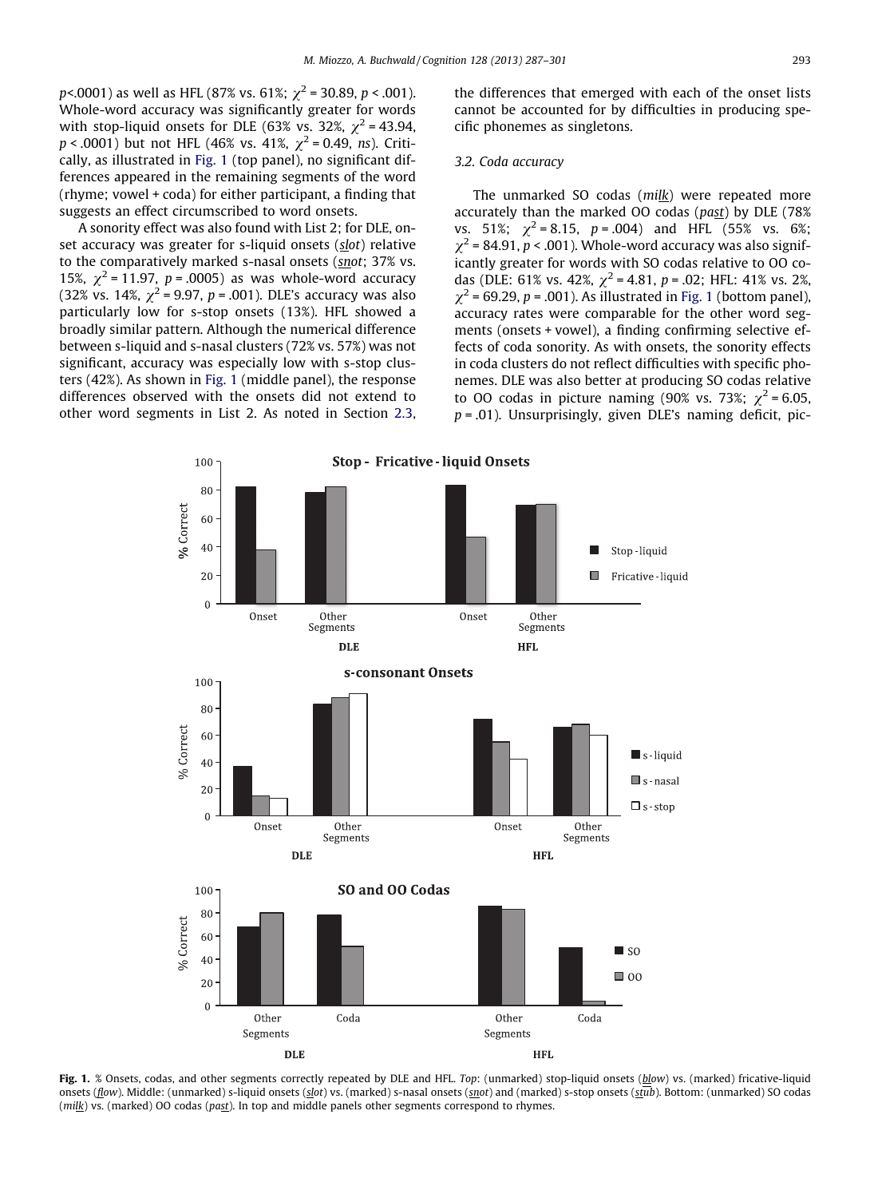$p$<.0001) as well as HFL (87% vs. 61%; $\chi^2$ = 30.89, $p$ < .001). Whole-word accuracy was significantly greater for words with stop-liquid onsets for DLE (63% vs. 32%, $\chi^2$ = 43.94, $p$ < .0001) but not HFL (46% vs. 41%, $\chi^2$ = 0.49, *ns*). Critically, as illustrated in Fig. 1 (top panel), no significant differences appeared in the remaining segments of the word (rhyme; vowel + coda) for either participant, a finding that suggests an effect circumscribed to word onsets.

A sonority effect was also found with List 2; for DLE, onset accuracy was greater for s-liquid onsets (*slot*) relative to the comparatively marked s-nasal onsets (*snot*; 37% vs. 15%, $\chi^2$ = 11.97, $p$ = .0005) as was whole-word accuracy (32% vs. 14%, $\chi^2$ = 9.97, $p$ = .001). DLE's accuracy was also particularly low for s-stop onsets (13%). HFL showed a broadly similar pattern. Although the numerical difference between s-liquid and s-nasal clusters (72% vs. 57%) was not significant, accuracy was especially low with s-stop clusters (42%). As shown in Fig. 1 (middle panel), the response differences observed with the onsets did not extend to other word segments in List 2. As noted in Section 2.3, the differences that emerged with each of the onset lists cannot be accounted for by difficulties in producing specific phonemes as singletons.

### 3.2. Coda accuracy

The unmarked SO codas (*milk*) were repeated more accurately than the marked OO codas (*past*) by DLE (78% vs. 51%; $\chi^2$ = 8.15, $p$ = .004) and HFL (55% vs. 6%; $\chi^2$ = 84.91, $p$ < .001). Whole-word accuracy was also significantly greater for words with SO codas relative to OO codas (DLE: 61% vs. 42%, $\chi^2$ = 4.81, $p$ = .02; HFL: 41% vs. 2%, $\chi^2$ = 69.29, $p$ = .001). As illustrated in Fig. 1 (bottom panel), accuracy rates were comparable for the other word segments (onsets + vowel), a finding confirming selective effects of coda sonority. As with onsets, the sonority effects in coda clusters do not reflect difficulties with specific phonemes. DLE was also better at producing SO codas relative to OO codas in picture naming (90% vs. 73%; $\chi^2$ = 6.05, $p$ = .01). Unsurprisingly, given DLE's naming deficit, pic-

**Fig. 1.** % Onsets, codas, and other segments correctly repeated by DLE and HFL. *Top*: (unmarked) stop-liquid onsets (*blow*) vs. (marked) fricative-liquid onsets (*flow*). Middle: (unmarked) s-liquid onsets (*slot*) vs. (marked) s-nasal onsets (*snot*) and (marked) s-stop onsets (*stub*). Bottom: (unmarked) SO codas (*milk*) vs. (marked) OO codas (*past*). In top and middle panels other segments correspond to rhymes.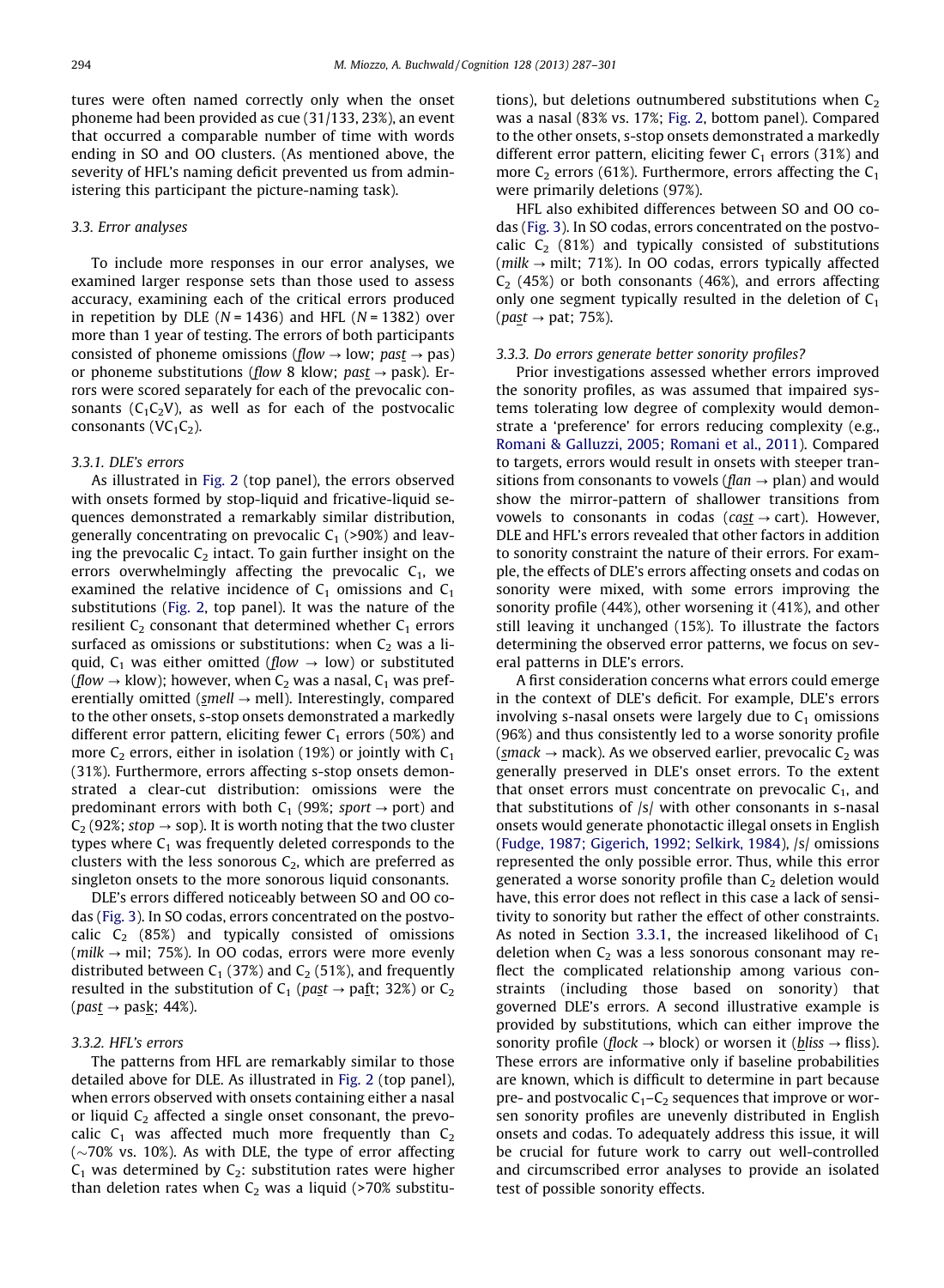tures were often named correctly only when the onset phoneme had been provided as cue (31/133, 23%), an event that occurred a comparable number of time with words ending in SO and OO clusters. (As mentioned above, the severity of HFL's naming deficit prevented us from administering this participant the picture-naming task).

### 3.3. Error analyses

To include more responses in our error analyses, we examined larger response sets than those used to assess accuracy, examining each of the critical errors produced in repetition by DLE ($N = 1436$) and HFL ($N = 1382$) over more than 1 year of testing. The errors of both participants consisted of phoneme omissions (*flow* → low; *pas̲t* → pas) or phoneme substitutions (*flow* 8 klow; *pas̲t* → pask). Errors were scored separately for each of the prevocalic consonants ($C_1C_2V$), as well as for each of the postvocalic consonants ($VC_1C_2$).

#### 3.3.1. DLE's errors

As illustrated in Fig. 2 (top panel), the errors observed with onsets formed by stop-liquid and fricative-liquid sequences demonstrated a remarkably similar distribution, generally concentrating on prevocalic $C_1$ (>90%) and leaving the prevocalic $C_2$ intact. To gain further insight on the errors overwhelmingly affecting the prevocalic $C_1$, we examined the relative incidence of $C_1$ omissions and $C_1$ substitutions (Fig. 2, top panel). It was the nature of the resilient $C_2$ consonant that determined whether $C_1$ errors surfaced as omissions or substitutions: when $C_2$ was a liquid, $C_1$ was either omitted (*flow* → low) or substituted (*flow* → klow); however, when $C_2$ was a nasal, $C_1$ was preferentially omitted (*s̲mell* → mell). Interestingly, compared to the other onsets, s-stop onsets demonstrated a markedly different error pattern, eliciting fewer $C_1$ errors (50%) and more $C_2$ errors, either in isolation (19%) or jointly with $C_1$ (31%). Furthermore, errors affecting s-stop onsets demonstrated a clear-cut distribution: omissions were the predominant errors with both $C_1$ (99%; *sport* → port) and $C_2$ (92%; *stop* → sop). It is worth noting that the two cluster types where $C_1$ was frequently deleted corresponds to the clusters with the less sonorous $C_2$, which are preferred as singleton onsets to the more sonorous liquid consonants.

DLE's errors differed noticeably between SO and OO codas (Fig. 3). In SO codas, errors concentrated on the postvocalic $C_2$ (85%) and typically consisted of omissions (*milk* → mil; 75%). In OO codas, errors were more evenly distributed between $C_1$ (37%) and $C_2$ (51%), and frequently resulted in the substitution of $C_1$ (*pas̲t* → paf̲t; 32%) or $C_2$ (*past* → pask̲; 44%).

#### 3.3.2. HFL's errors

The patterns from HFL are remarkably similar to those detailed above for DLE. As illustrated in Fig. 2 (top panel), when errors observed with onsets containing either a nasal or liquid $C_2$ affected a single onset consonant, the prevocalic $C_1$ was affected much more frequently than $C_2$ (~70% vs. 10%). As with DLE, the type of error affecting $C_1$ was determined by $C_2$: substitution rates were higher than deletion rates when $C_2$ was a liquid (>70% substitutions), but deletions outnumbered substitutions when $C_2$ was a nasal (83% vs. 17%; Fig. 2, bottom panel). Compared to the other onsets, s-stop onsets demonstrated a markedly different error pattern, eliciting fewer $C_1$ errors (31%) and more $C_2$ errors (61%). Furthermore, errors affecting the $C_1$ were primarily deletions (97%).

HFL also exhibited differences between SO and OO codas (Fig. 3). In SO codas, errors concentrated on the postvocalic $C_2$ (81%) and typically consisted of substitutions (*milk* → milt; 71%). In OO codas, errors typically affected $C_2$ (45%) or both consonants (46%), and errors affecting only one segment typically resulted in the deletion of $C_1$ (*pas̲t* → pat; 75%).

#### 3.3.3. Do errors generate better sonority profiles?

Prior investigations assessed whether errors improved the sonority profiles, as was assumed that impaired systems tolerating low degree of complexity would demonstrate a 'preference' for errors reducing complexity (e.g., Romani & Galluzzi, 2005; Romani et al., 2011). Compared to targets, errors would result in onsets with steeper transitions from consonants to vowels (*f̲lan* → plan) and would show the mirror-pattern of shallower transitions from vowels to consonants in codas (*cas̲t* → cart). However, DLE and HFL's errors revealed that other factors in addition to sonority constraint the nature of their errors. For example, the effects of DLE's errors affecting onsets and codas on sonority were mixed, with some errors improving the sonority profile (44%), other worsening it (41%), and other still leaving it unchanged (15%). To illustrate the factors determining the observed error patterns, we focus on several patterns in DLE's errors.

A first consideration concerns what errors could emerge in the context of DLE's deficit. For example, DLE's errors involving s-nasal onsets were largely due to $C_1$ omissions (96%) and thus consistently led to a worse sonority profile (*s̲mack* → mack). As we observed earlier, prevocalic $C_2$ was generally preserved in DLE's onset errors. To the extent that onset errors must concentrate on prevocalic $C_1$, and that substitutions of /s/ with other consonants in s-nasal onsets would generate phonotactic illegal onsets in English (Fudge, 1987; Gigerich, 1992; Selkirk, 1984), /s/ omissions represented the only possible error. Thus, while this error generated a worse sonority profile than $C_2$ deletion would have, this error does not reflect in this case a lack of sensitivity to sonority but rather the effect of other constraints. As noted in Section 3.3.1, the increased likelihood of $C_1$ deletion when $C_2$ was a less sonorous consonant may reflect the complicated relationship among various constraints (including those based on sonority) that governed DLE's errors. A second illustrative example is provided by substitutions, which can either improve the sonority profile (*f̲lock* → block) or worsen it (*b̲liss* → fliss). These errors are informative only if baseline probabilities are known, which is difficult to determine in part because pre- and postvocalic $C_1$–$C_2$ sequences that improve or worsen sonority profiles are unevenly distributed in English onsets and codas. To adequately address this issue, it will be crucial for future work to carry out well-controlled and circumscribed error analyses to provide an isolated test of possible sonority effects.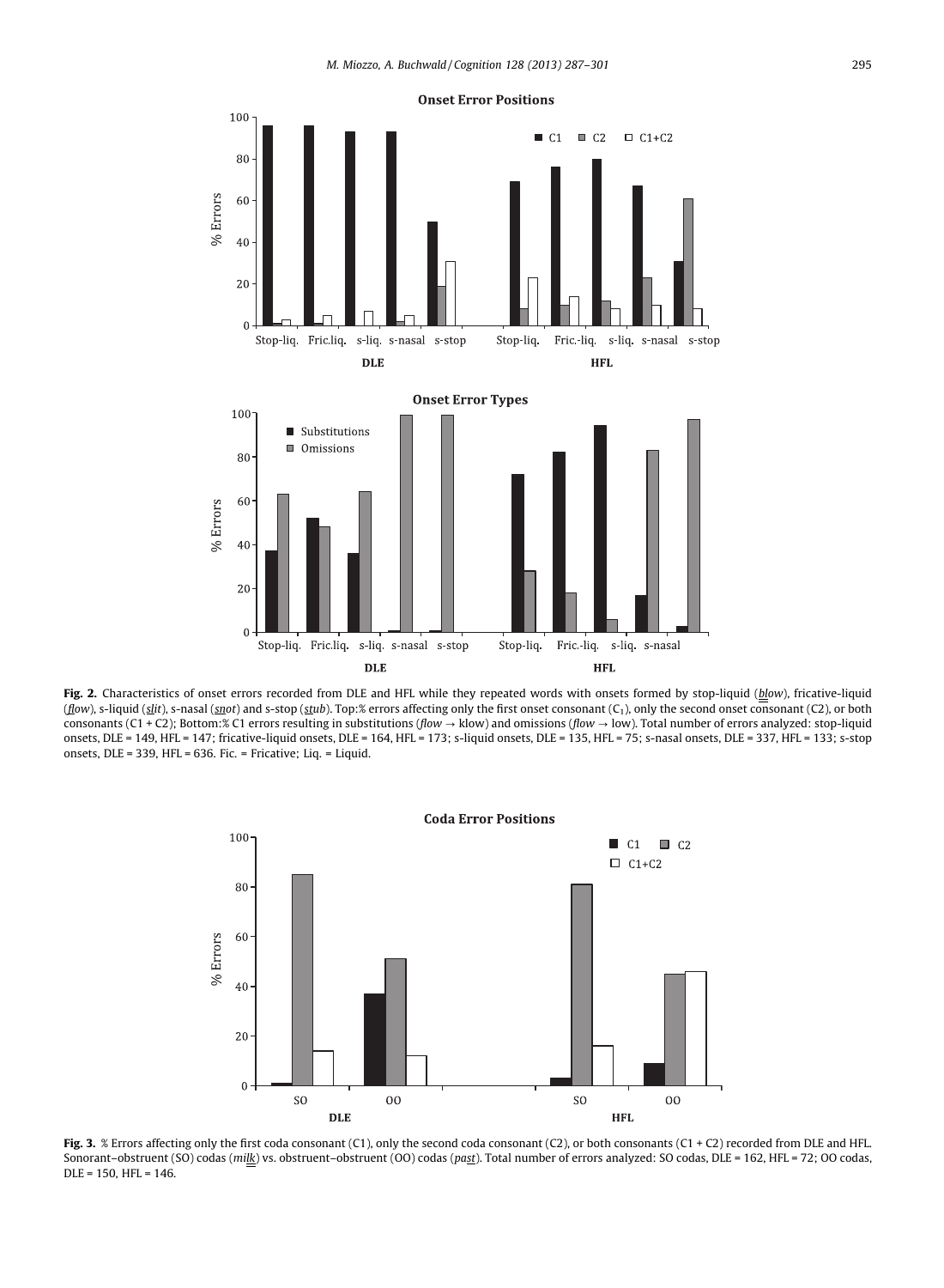**Fig. 2.** Characteristics of onset errors recorded from DLE and HFL while they repeated words with onsets formed by stop-liquid (*blow*), fricative-liquid (*flow*), s-liquid (*slit*), s-nasal (*snot*) and s-stop (*stub*). Top:% errors affecting only the first onset consonant ($C_1$), only the second onset consonant (C2), or both consonants (C1 + C2); Bottom:% C1 errors resulting in substitutions (*flow* → klow) and omissions (*flow* → low). Total number of errors analyzed: stop-liquid onsets, DLE = 149, HFL = 147; fricative-liquid onsets, DLE = 164, HFL = 173; s-liquid onsets, DLE = 135, HFL = 75; s-nasal onsets, DLE = 337, HFL = 133; s-stop onsets, DLE = 339, HFL = 636. Fic. = Fricative; Liq. = Liquid.

**Fig. 3.** % Errors affecting only the first coda consonant (C1), only the second coda consonant (C2), or both consonants (C1 + C2) recorded from DLE and HFL. Sonorant–obstruent (SO) codas (*milk*) vs. obstruent–obstruent (OO) codas (*past*). Total number of errors analyzed: SO codas, DLE = 162, HFL = 72; OO codas, DLE = 150, HFL = 146.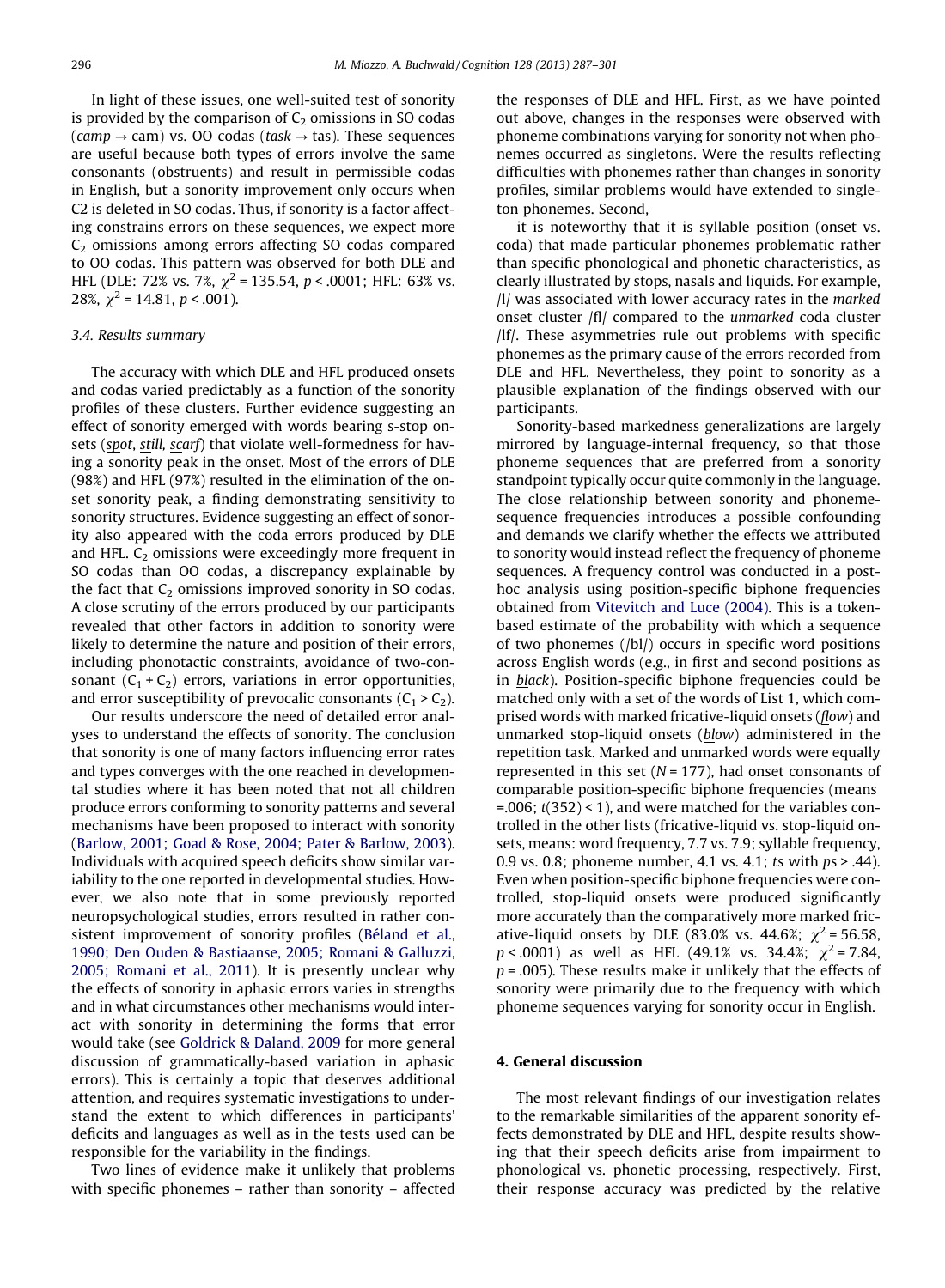In light of these issues, one well-suited test of sonority is provided by the comparison of $C_2$ omissions in SO codas (*camp* → cam) vs. OO codas (*task* → tas). These sequences are useful because both types of errors involve the same consonants (obstruents) and result in permissible codas in English, but a sonority improvement only occurs when C2 is deleted in SO codas. Thus, if sonority is a factor affecting constrains errors on these sequences, we expect more $C_2$ omissions among errors affecting SO codas compared to OO codas. This pattern was observed for both DLE and HFL (DLE: 72% vs. 7%, $\chi^2 = 135.54$, $p < .0001$; HFL: 63% vs. 28%, $\chi^2 = 14.81$, $p < .001$).

### 3.4. Results summary

The accuracy with which DLE and HFL produced onsets and codas varied predictably as a function of the sonority profiles of these clusters. Further evidence suggesting an effect of sonority emerged with words bearing s-stop onsets (*spot*, *still*, *scarf*) that violate well-formedness for having a sonority peak in the onset. Most of the errors of DLE (98%) and HFL (97%) resulted in the elimination of the onset sonority peak, a finding demonstrating sensitivity to sonority structures. Evidence suggesting an effect of sonority also appeared with the coda errors produced by DLE and HFL. $C_2$ omissions were exceedingly more frequent in SO codas than OO codas, a discrepancy explainable by the fact that $C_2$ omissions improved sonority in SO codas. A close scrutiny of the errors produced by our participants revealed that other factors in addition to sonority were likely to determine the nature and position of their errors, including phonotactic constraints, avoidance of two-consonant ($C_1 + C_2$) errors, variations in error opportunities, and error susceptibility of prevocalic consonants ($C_1 > C_2$).

Our results underscore the need of detailed error analyses to understand the effects of sonority. The conclusion that sonority is one of many factors influencing error rates and types converges with the one reached in developmental studies where it has been noted that not all children produce errors conforming to sonority patterns and several mechanisms have been proposed to interact with sonority (Barlow, 2001; Goad & Rose, 2004; Pater & Barlow, 2003). Individuals with acquired speech deficits show similar variability to the one reported in developmental studies. However, we also note that in some previously reported neuropsychological studies, errors resulted in rather consistent improvement of sonority profiles (Béland et al., 1990; Den Ouden & Bastiaanse, 2005; Romani & Galluzzi, 2005; Romani et al., 2011). It is presently unclear why the effects of sonority in aphasic errors varies in strengths and in what circumstances other mechanisms would interact with sonority in determining the forms that error would take (see Goldrick & Daland, 2009 for more general discussion of grammatically-based variation in aphasic errors). This is certainly a topic that deserves additional attention, and requires systematic investigations to understand the extent to which differences in participants' deficits and languages as well as in the tests used can be responsible for the variability in the findings.

Two lines of evidence make it unlikely that problems with specific phonemes – rather than sonority – affected the responses of DLE and HFL. First, as we have pointed out above, changes in the responses were observed with phoneme combinations varying for sonority not when phonemes occurred as singletons. Were the results reflecting difficulties with phonemes rather than changes in sonority profiles, similar problems would have extended to singleton phonemes. Second,

it is noteworthy that it is syllable position (onset vs. coda) that made particular phonemes problematic rather than specific phonological and phonetic characteristics, as clearly illustrated by stops, nasals and liquids. For example, /l/ was associated with lower accuracy rates in the *marked* onset cluster /fl/ compared to the *unmarked* coda cluster /lf/. These asymmetries rule out problems with specific phonemes as the primary cause of the errors recorded from DLE and HFL. Nevertheless, they point to sonority as a plausible explanation of the findings observed with our participants.

Sonority-based markedness generalizations are largely mirrored by language-internal frequency, so that those phoneme sequences that are preferred from a sonority standpoint typically occur quite commonly in the language. The close relationship between sonority and phoneme-sequence frequencies introduces a possible confounding and demands we clarify whether the effects we attributed to sonority would instead reflect the frequency of phoneme sequences. A frequency control was conducted in a post-hoc analysis using position-specific biphone frequencies obtained from Vitevitch and Luce (2004). This is a token-based estimate of the probability with which a sequence of two phonemes (/bl/) occurs in specific word positions across English words (e.g., in first and second positions as in *black*). Position-specific biphone frequencies could be matched only with a set of the words of List 1, which comprised words with marked fricative-liquid onsets (*flow*) and unmarked stop-liquid onsets (*blow*) administered in the repetition task. Marked and unmarked words were equally represented in this set ($N = 177$), had onset consonants of comparable position-specific biphone frequencies (means =.006; $t(352) < 1$), and were matched for the variables controlled in the other lists (fricative-liquid vs. stop-liquid onsets, means: word frequency, 7.7 vs. 7.9; syllable frequency, 0.9 vs. 0.8; phoneme number, 4.1 vs. 4.1; *t*s with *p*s > .44). Even when position-specific biphone frequencies were controlled, stop-liquid onsets were produced significantly more accurately than the comparatively more marked fricative-liquid onsets by DLE (83.0% vs. 44.6%; $\chi^2 = 56.58$, $p < .0001$) as well as HFL (49.1% vs. 34.4%; $\chi^2 = 7.84$, $p = .005$). These results make it unlikely that the effects of sonority were primarily due to the frequency with which phoneme sequences varying for sonority occur in English.

## 4. General discussion

The most relevant findings of our investigation relates to the remarkable similarities of the apparent sonority effects demonstrated by DLE and HFL, despite results showing that their speech deficits arise from impairment to phonological vs. phonetic processing, respectively. First, their response accuracy was predicted by the relative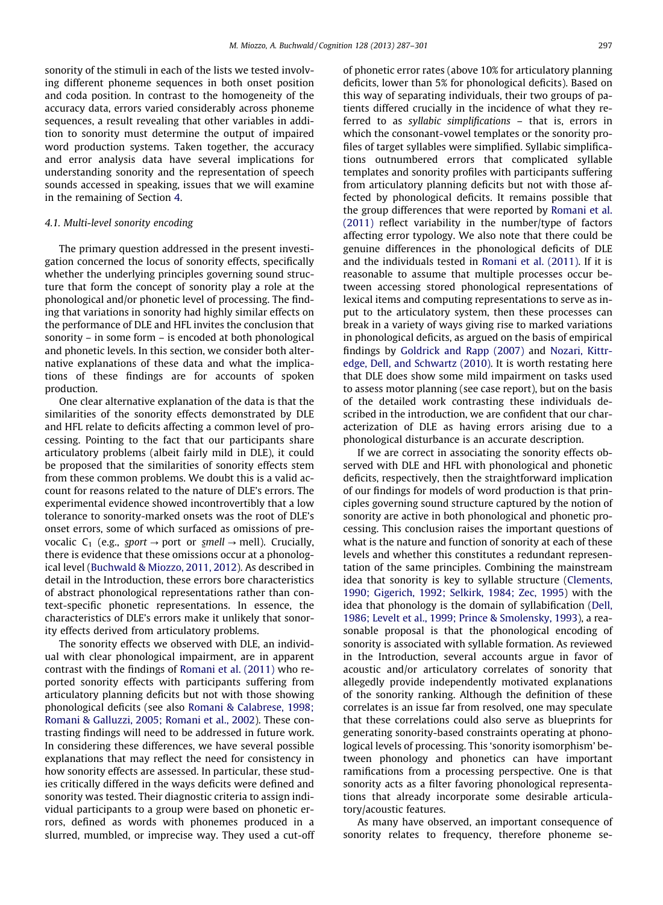sonority of the stimuli in each of the lists we tested involving different phoneme sequences in both onset position and coda position. In contrast to the homogeneity of the accuracy data, errors varied considerably across phoneme sequences, a result revealing that other variables in addition to sonority must determine the output of impaired word production systems. Taken together, the accuracy and error analysis data have several implications for understanding sonority and the representation of speech sounds accessed in speaking, issues that we will examine in the remaining of Section 4.

### 4.1. Multi-level sonority encoding

The primary question addressed in the present investigation concerned the locus of sonority effects, specifically whether the underlying principles governing sound structure that form the concept of sonority play a role at the phonological and/or phonetic level of processing. The finding that variations in sonority had highly similar effects on the performance of DLE and HFL invites the conclusion that sonority – in some form – is encoded at both phonological and phonetic levels. In this section, we consider both alternative explanations of these data and what the implications of these findings are for accounts of spoken production.

One clear alternative explanation of the data is that the similarities of the sonority effects demonstrated by DLE and HFL relate to deficits affecting a common level of processing. Pointing to the fact that our participants share articulatory problems (albeit fairly mild in DLE), it could be proposed that the similarities of sonority effects stem from these common problems. We doubt this is a valid account for reasons related to the nature of DLE's errors. The experimental evidence showed incontrovertibly that a low tolerance to sonority-marked onsets was the root of DLE's onset errors, some of which surfaced as omissions of prevocalic $C_1$ (e.g., *sport* → port or *smell* → mell). Crucially, there is evidence that these omissions occur at a phonological level (Buchwald & Miozzo, 2011, 2012). As described in detail in the Introduction, these errors bore characteristics of abstract phonological representations rather than context-specific phonetic representations. In essence, the characteristics of DLE's errors make it unlikely that sonority effects derived from articulatory problems.

The sonority effects we observed with DLE, an individual with clear phonological impairment, are in apparent contrast with the findings of Romani et al. (2011) who reported sonority effects with participants suffering from articulatory planning deficits but not with those showing phonological deficits (see also Romani & Calabrese, 1998; Romani & Galluzzi, 2005; Romani et al., 2002). These contrasting findings will need to be addressed in future work. In considering these differences, we have several possible explanations that may reflect the need for consistency in how sonority effects are assessed. In particular, these studies critically differed in the ways deficits were defined and sonority was tested. Their diagnostic criteria to assign individual participants to a group were based on phonetic errors, defined as words with phonemes produced in a slurred, mumbled, or imprecise way. They used a cut-off of phonetic error rates (above 10% for articulatory planning deficits, lower than 5% for phonological deficits). Based on this way of separating individuals, their two groups of patients differed crucially in the incidence of what they referred to as *syllabic simplifications* – that is, errors in which the consonant-vowel templates or the sonority profiles of target syllables were simplified. Syllabic simplifications outnumbered errors that complicated syllable templates and sonority profiles with participants suffering from articulatory planning deficits but not with those affected by phonological deficits. It remains possible that the group differences that were reported by Romani et al. (2011) reflect variability in the number/type of factors affecting error typology. We also note that there could be genuine differences in the phonological deficits of DLE and the individuals tested in Romani et al. (2011). If it is reasonable to assume that multiple processes occur between accessing stored phonological representations of lexical items and computing representations to serve as input to the articulatory system, then these processes can break in a variety of ways giving rise to marked variations in phonological deficits, as argued on the basis of empirical findings by Goldrick and Rapp (2007) and Nozari, Kittredge, Dell, and Schwartz (2010). It is worth restating here that DLE does show some mild impairment on tasks used to assess motor planning (see case report), but on the basis of the detailed work contrasting these individuals described in the introduction, we are confident that our characterization of DLE as having errors arising due to a phonological disturbance is an accurate description.

If we are correct in associating the sonority effects observed with DLE and HFL with phonological and phonetic deficits, respectively, then the straightforward implication of our findings for models of word production is that principles governing sound structure captured by the notion of sonority are active in both phonological and phonetic processing. This conclusion raises the important questions of what is the nature and function of sonority at each of these levels and whether this constitutes a redundant representation of the same principles. Combining the mainstream idea that sonority is key to syllable structure (Clements, 1990; Gigerich, 1992; Selkirk, 1984; Zec, 1995) with the idea that phonology is the domain of syllabification (Dell, 1986; Levelt et al., 1999; Prince & Smolensky, 1993), a reasonable proposal is that the phonological encoding of sonority is associated with syllable formation. As reviewed in the Introduction, several accounts argue in favor of acoustic and/or articulatory correlates of sonority that allegedly provide independently motivated explanations of the sonority ranking. Although the definition of these correlates is an issue far from resolved, one may speculate that these correlations could also serve as blueprints for generating sonority-based constraints operating at phonological levels of processing. This 'sonority isomorphism' between phonology and phonetics can have important ramifications from a processing perspective. One is that sonority acts as a filter favoring phonological representations that already incorporate some desirable articulatory/acoustic features.

As many have observed, an important consequence of sonority relates to frequency, therefore phoneme se-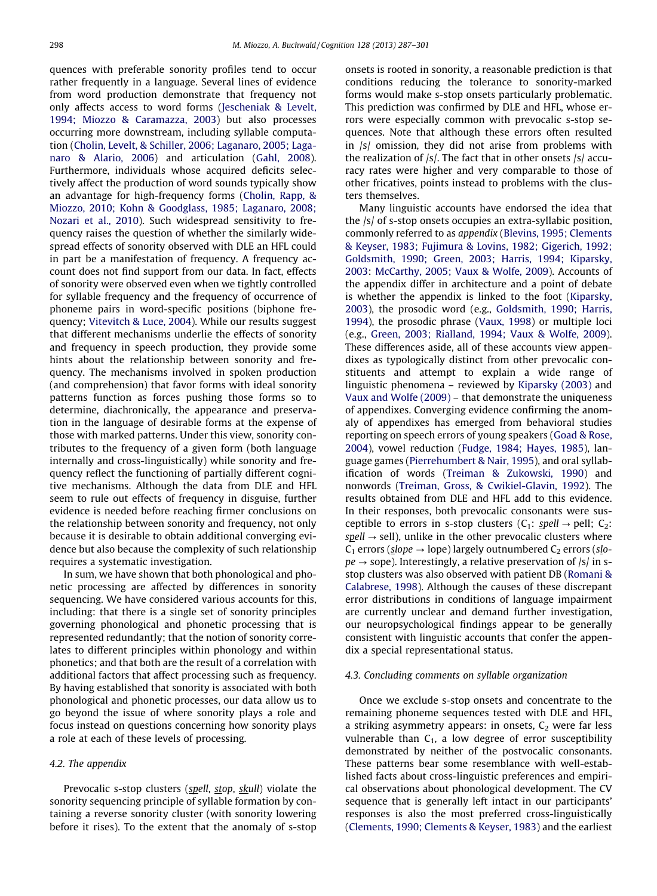quences with preferable sonority profiles tend to occur rather frequently in a language. Several lines of evidence from word production demonstrate that frequency not only affects access to word forms (Jescheniak & Levelt, 1994; Miozzo & Caramazza, 2003) but also processes occurring more downstream, including syllable computation (Cholin, Levelt, & Schiller, 2006; Laganaro, 2005; Laganaro & Alario, 2006) and articulation (Gahl, 2008). Furthermore, individuals whose acquired deficits selectively affect the production of word sounds typically show an advantage for high-frequency forms (Cholin, Rapp, & Miozzo, 2010; Kohn & Goodglass, 1985; Laganaro, 2008; Nozari et al., 2010). Such widespread sensitivity to frequency raises the question of whether the similarly widespread effects of sonority observed with DLE an HFL could in part be a manifestation of frequency. A frequency account does not find support from our data. In fact, effects of sonority were observed even when we tightly controlled for syllable frequency and the frequency of occurrence of phoneme pairs in word-specific positions (biphone frequency; Vitevitch & Luce, 2004). While our results suggest that different mechanisms underlie the effects of sonority and frequency in speech production, they provide some hints about the relationship between sonority and frequency. The mechanisms involved in spoken production (and comprehension) that favor forms with ideal sonority patterns function as forces pushing those forms so to determine, diachronically, the appearance and preservation in the language of desirable forms at the expense of those with marked patterns. Under this view, sonority contributes to the frequency of a given form (both language internally and cross-linguistically) while sonority and frequency reflect the functioning of partially different cognitive mechanisms. Although the data from DLE and HFL seem to rule out effects of frequency in disguise, further evidence is needed before reaching firmer conclusions on the relationship between sonority and frequency, not only because it is desirable to obtain additional converging evidence but also because the complexity of such relationship requires a systematic investigation.

In sum, we have shown that both phonological and phonetic processing are affected by differences in sonority sequencing. We have considered various accounts for this, including: that there is a single set of sonority principles governing phonological and phonetic processing that is represented redundantly; that the notion of sonority correlates to different principles within phonology and within phonetics; and that both are the result of a correlation with additional factors that affect processing such as frequency. By having established that sonority is associated with both phonological and phonetic processes, our data allow us to go beyond the issue of where sonority plays a role and focus instead on questions concerning how sonority plays a role at each of these levels of processing.

### 4.2. The appendix

Prevocalic s-stop clusters (*s*pell, *s*top, *s*kull) violate the sonority sequencing principle of syllable formation by containing a reverse sonority cluster (with sonority lowering before it rises). To the extent that the anomaly of s-stop onsets is rooted in sonority, a reasonable prediction is that conditions reducing the tolerance to sonority-marked forms would make s-stop onsets particularly problematic. This prediction was confirmed by DLE and HFL, whose errors were especially common with prevocalic s-stop sequences. Note that although these errors often resulted in /s/ omission, they did not arise from problems with the realization of /s/. The fact that in other onsets /s/ accuracy rates were higher and very comparable to those of other fricatives, points instead to problems with the clusters themselves.

Many linguistic accounts have endorsed the idea that the /s/ of s-stop onsets occupies an extra-syllabic position, commonly referred to as *appendix* (Blevins, 1995; Clements & Keyser, 1983; Fujimura & Lovins, 1982; Gigerich, 1992; Goldsmith, 1990; Green, 2003; Harris, 1994; Kiparsky, 2003: McCarthy, 2005; Vaux & Wolfe, 2009). Accounts of the appendix differ in architecture and a point of debate is whether the appendix is linked to the foot (Kiparsky, 2003), the prosodic word (e.g., Goldsmith, 1990; Harris, 1994), the prosodic phrase (Vaux, 1998) or multiple loci (e.g., Green, 2003; Rialland, 1994; Vaux & Wolfe, 2009). These differences aside, all of these accounts view appendixes as typologically distinct from other prevocalic constituents and attempt to explain a wide range of linguistic phenomena – reviewed by Kiparsky (2003) and Vaux and Wolfe (2009) – that demonstrate the uniqueness of appendixes. Converging evidence confirming the anomaly of appendixes has emerged from behavioral studies reporting on speech errors of young speakers (Goad & Rose, 2004), vowel reduction (Fudge, 1984; Hayes, 1985), language games (Pierrehumbert & Nair, 1995), and oral syllabification of words (Treiman & Zukowski, 1990) and nonwords (Treiman, Gross, & Cwikiel-Glavin, 1992). The results obtained from DLE and HFL add to this evidence. In their responses, both prevocalic consonants were susceptible to errors in s-stop clusters ($C_1$: *s*pell → pell; $C_2$: s*p*ell → sell), unlike in the other prevocalic clusters where $C_1$ errors (*s*lope → lope) largely outnumbered $C_2$ errors (s*l*ope → sope). Interestingly, a relative preservation of /s/ in s-stop clusters was also observed with patient DB (Romani & Calabrese, 1998). Although the causes of these discrepant error distributions in conditions of language impairment are currently unclear and demand further investigation, our neuropsychological findings appear to be generally consistent with linguistic accounts that confer the appendix a special representational status.

### 4.3. Concluding comments on syllable organization

Once we exclude s-stop onsets and concentrate to the remaining phoneme sequences tested with DLE and HFL, a striking asymmetry appears: in onsets, $C_2$ were far less vulnerable than $C_1$, a low degree of error susceptibility demonstrated by neither of the postvocalic consonants. These patterns bear some resemblance with well-established facts about cross-linguistic preferences and empirical observations about phonological development. The CV sequence that is generally left intact in our participants' responses is also the most preferred cross-linguistically (Clements, 1990; Clements & Keyser, 1983) and the earliest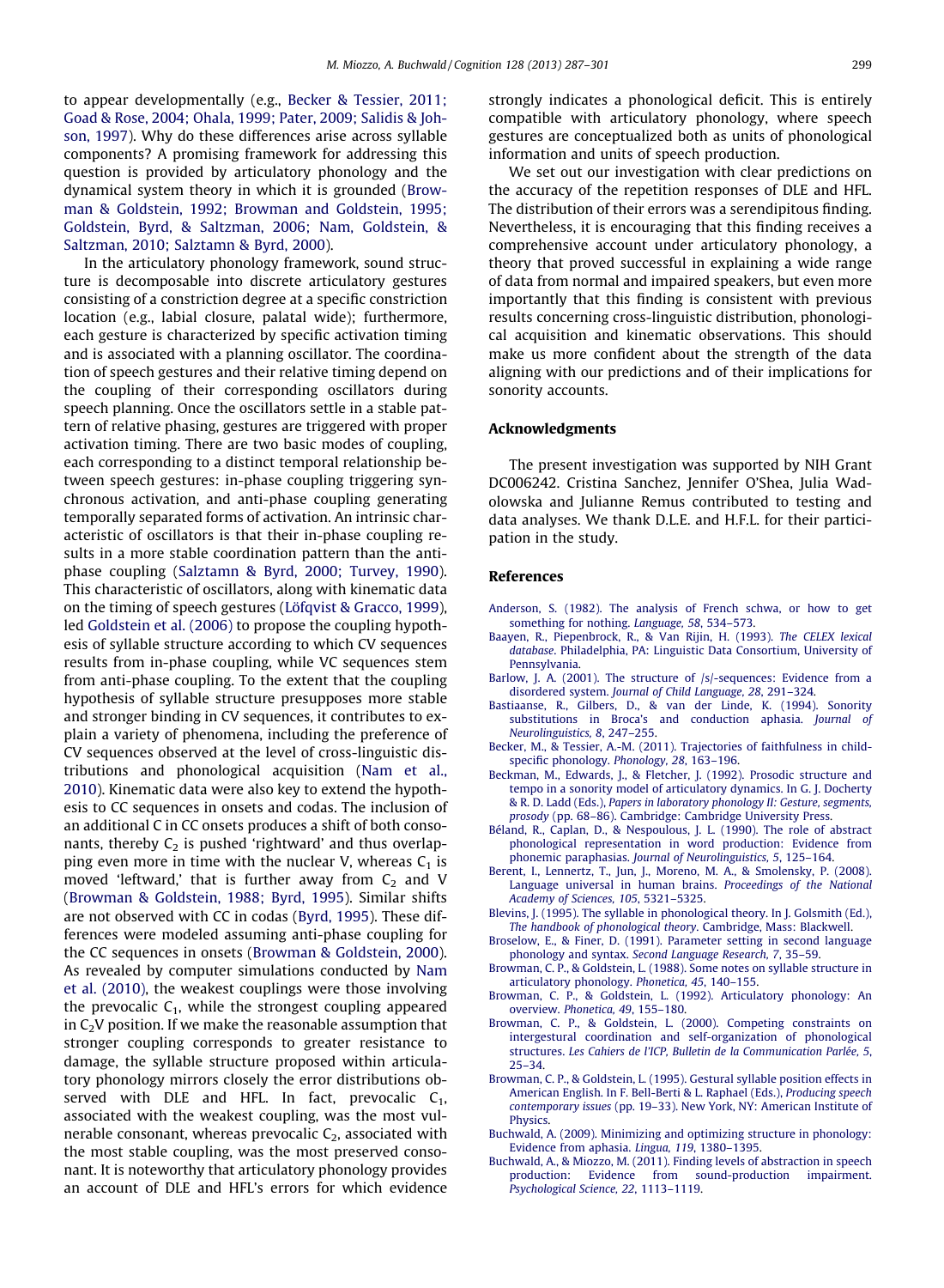to appear developmentally (e.g., Becker & Tessier, 2011; Goad & Rose, 2004; Ohala, 1999; Pater, 2009; Salidis & Johnson, 1997). Why do these differences arise across syllable components? A promising framework for addressing this question is provided by articulatory phonology and the dynamical system theory in which it is grounded (Browman & Goldstein, 1992; Browman and Goldstein, 1995; Goldstein, Byrd, & Saltzman, 2006; Nam, Goldstein, & Saltzman, 2010; Salztamn & Byrd, 2000).

In the articulatory phonology framework, sound structure is decomposable into discrete articulatory gestures consisting of a constriction degree at a specific constriction location (e.g., labial closure, palatal wide); furthermore, each gesture is characterized by specific activation timing and is associated with a planning oscillator. The coordination of speech gestures and their relative timing depend on the coupling of their corresponding oscillators during speech planning. Once the oscillators settle in a stable pattern of relative phasing, gestures are triggered with proper activation timing. There are two basic modes of coupling, each corresponding to a distinct temporal relationship between speech gestures: in-phase coupling triggering synchronous activation, and anti-phase coupling generating temporally separated forms of activation. An intrinsic characteristic of oscillators is that their in-phase coupling results in a more stable coordination pattern than the anti-phase coupling (Salztamn & Byrd, 2000; Turvey, 1990). This characteristic of oscillators, along with kinematic data on the timing of speech gestures (Löfqvist & Gracco, 1999), led Goldstein et al. (2006) to propose the coupling hypothesis of syllable structure according to which CV sequences results from in-phase coupling, while VC sequences stem from anti-phase coupling. To the extent that the coupling hypothesis of syllable structure presupposes more stable and stronger binding in CV sequences, it contributes to explain a variety of phenomena, including the preference of CV sequences observed at the level of cross-linguistic distributions and phonological acquisition (Nam et al., 2010). Kinematic data were also key to extend the hypothesis to CC sequences in onsets and codas. The inclusion of an additional C in CC onsets produces a shift of both consonants, thereby $C_2$ is pushed 'rightward' and thus overlapping even more in time with the nuclear V, whereas $C_1$ is moved 'leftward,' that is further away from $C_2$ and V (Browman & Goldstein, 1988; Byrd, 1995). Similar shifts are not observed with CC in codas (Byrd, 1995). These differences were modeled assuming anti-phase coupling for the CC sequences in onsets (Browman & Goldstein, 2000). As revealed by computer simulations conducted by Nam et al. (2010), the weakest couplings were those involving the prevocalic $C_1$, while the strongest coupling appeared in $C_2$V position. If we make the reasonable assumption that stronger coupling corresponds to greater resistance to damage, the syllable structure proposed within articulatory phonology mirrors closely the error distributions observed with DLE and HFL. In fact, prevocalic $C_1$, associated with the weakest coupling, was the most vulnerable consonant, whereas prevocalic $C_2$, associated with the most stable coupling, was the most preserved consonant. It is noteworthy that articulatory phonology provides an account of DLE and HFL's errors for which evidence strongly indicates a phonological deficit. This is entirely compatible with articulatory phonology, where speech gestures are conceptualized both as units of phonological information and units of speech production.

We set out our investigation with clear predictions on the accuracy of the repetition responses of DLE and HFL. The distribution of their errors was a serendipitous finding. Nevertheless, it is encouraging that this finding receives a comprehensive account under articulatory phonology, a theory that proved successful in explaining a wide range of data from normal and impaired speakers, but even more importantly that this finding is consistent with previous results concerning cross-linguistic distribution, phonological acquisition and kinematic observations. This should make us more confident about the strength of the data aligning with our predictions and of their implications for sonority accounts.

## Acknowledgments

The present investigation was supported by NIH Grant DC006242. Cristina Sanchez, Jennifer O'Shea, Julia Wadolowska and Julianne Remus contributed to testing and data analyses. We thank D.L.E. and H.F.L. for their participation in the study.

## References

Anderson, S. (1982). The analysis of French schwa, or how to get something for nothing. *Language, 58*, 534–573.

Baayen, R., Piepenbrock, R., & Van Rijin, H. (1993). *The CELEX lexical database*. Philadelphia, PA: Linguistic Data Consortium, University of Pennsylvania.

Barlow, J. A. (2001). The structure of /s/-sequences: Evidence from a disordered system. *Journal of Child Language, 28*, 291–324.

Bastiaanse, R., Gilbers, D., & van der Linde, K. (1994). Sonority substitutions in Broca's and conduction aphasia. *Journal of Neurolinguistics, 8*, 247–255.

Becker, M., & Tessier, A.-M. (2011). Trajectories of faithfulness in child-specific phonology. *Phonology, 28*, 163–196.

Beckman, M., Edwards, J., & Fletcher, J. (1992). Prosodic structure and tempo in a sonority model of articulatory dynamics. In G. J. Docherty & R. D. Ladd (Eds.), *Papers in laboratory phonology II: Gesture, segments, prosody* (pp. 68–86). Cambridge: Cambridge University Press.

Béland, R., Caplan, D., & Nespoulous, J. L. (1990). The role of abstract phonological representation in word production: Evidence from phonemic paraphasias. *Journal of Neurolinguistics, 5*, 125–164.

Berent, I., Lennertz, T., Jun, J., Moreno, M. A., & Smolensky, P. (2008). Language universal in human brains. *Proceedings of the National Academy of Sciences, 105*, 5321–5325.

Blevins, J. (1995). The syllable in phonological theory. In J. Golsmith (Ed.), *The handbook of phonological theory*. Cambridge, Mass: Blackwell.

Broselow, E., & Finer, D. (1991). Parameter setting in second language phonology and syntax. *Second Language Research, 7*, 35–59.

Browman, C. P., & Goldstein, L. (1988). Some notes on syllable structure in articulatory phonology. *Phonetica, 45*, 140–155.

Browman, C. P., & Goldstein, L. (1992). Articulatory phonology: An overview. *Phonetica, 49*, 155–180.

Browman, C. P., & Goldstein, L. (2000). Competing constraints on intergestural coordination and self-organization of phonological structures. *Les Cahiers de l'ICP, Bulletin de la Communication Parlée, 5*, 25–34.

Browman, C. P., & Goldstein, L. (1995). Gestural syllable position effects in American English. In F. Bell-Berti & L. Raphael (Eds.), *Producing speech contemporary issues* (pp. 19–33). New York, NY: American Institute of Physics.

Buchwald, A. (2009). Minimizing and optimizing structure in phonology: Evidence from aphasia. *Lingua, 119*, 1380–1395.

Buchwald, A., & Miozzo, M. (2011). Finding levels of abstraction in speech production: Evidence from sound-production impairment. *Psychological Science, 22*, 1113–1119.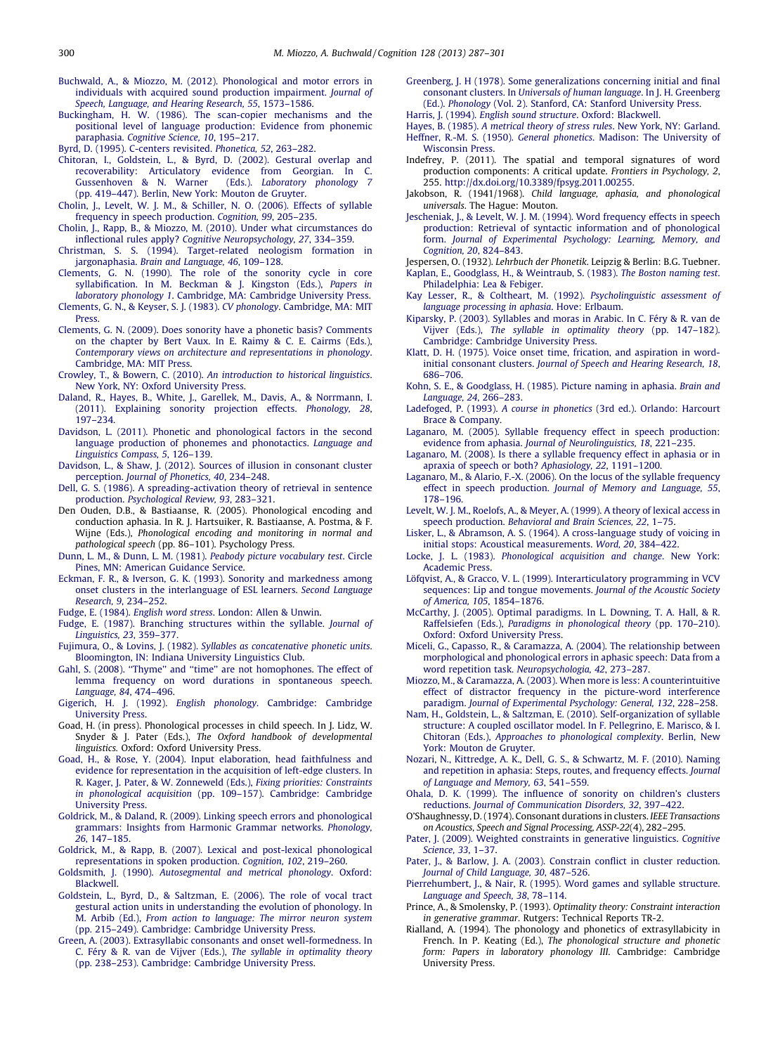Buchwald, A., & Miozzo, M. (2012). Phonological and motor errors in individuals with acquired sound production impairment. *Journal of Speech, Language, and Hearing Research, 55*, 1573–1586.

Buckingham, H. W. (1986). The scan-copier mechanisms and the positional level of language production: Evidence from phonemic paraphasia. *Cognitive Science, 10*, 195–217.

Byrd, D. (1995). C-centers revisited. *Phonetica, 52*, 263–282.

Chitoran, I., Goldstein, L., & Byrd, D. (2002). Gestural overlap and recoverability: Articulatory evidence from Georgian. In C. Gussenhoven & N. Warner (Eds.). *Laboratory phonology 7* (pp. 419–447). Berlin, New York: Mouton de Gruyter.

Cholin, J., Levelt, W. J. M., & Schiller, N. O. (2006). Effects of syllable frequency in speech production. *Cognition, 99*, 205–235.

Cholin, J., Rapp, B., & Miozzo, M. (2010). Under what circumstances do inflectional rules apply? *Cognitive Neuropsychology, 27*, 334–359.

Christman, S. S. (1994). Target-related neologism formation in jargonaphasia. *Brain and Language, 46*, 109–128.

Clements, G. N. (1990). The role of the sonority cycle in core syllabification. In M. Beckman & J. Kingston (Eds.), *Papers in laboratory phonology 1*. Cambridge, MA: Cambridge University Press.

Clements, G. N., & Keyser, S. J. (1983). *CV phonology*. Cambridge, MA: MIT Press.

Clements, G. N. (2009). Does sonority have a phonetic basis? Comments on the chapter by Bert Vaux. In E. Raimy & C. E. Cairms (Eds.), *Contemporary views on architecture and representations in phonology*. Cambridge, MA: MIT Press.

Crowley, T., & Bowern, C. (2010). *An introduction to historical linguistics*. New York, NY: Oxford University Press.

Daland, R., Hayes, B., White, J., Garellek, M., Davis, A., & Norrmann, I. (2011). Explaining sonority projection effects. *Phonology, 28*, 197–234.

Davidson, L. (2011). Phonetic and phonological factors in the second language production of phonemes and phonotactics. *Language and Linguistics Compass, 5*, 126–139.

Davidson, L., & Shaw, J. (2012). Sources of illusion in consonant cluster perception. *Journal of Phonetics, 40*, 234–248.

Dell, G. S. (1986). A spreading-activation theory of retrieval in sentence production. *Psychological Review, 93*, 283–321.

Den Ouden, D.B., & Bastiaanse, R. (2005). Phonological encoding and conduction aphasia. In R. J. Hartsuiker, R. Bastiaanse, A. Postma, & F. Wijne (Eds.), *Phonological encoding and monitoring in normal and pathological speech* (pp. 86–101). Psychology Press.

Dunn, L. M., & Dunn, L. M. (1981). *Peabody picture vocabulary test*. Circle Pines, MN: American Guidance Service.

Eckman, F. R., & Iverson, G. K. (1993). Sonority and markedness among onset clusters in the interlanguage of ESL learners. *Second Language Research, 9*, 234–252.

Fudge, E. (1984). *English word stress*. London: Allen & Unwin.

Fudge, E. (1987). Branching structures within the syllable. *Journal of Linguistics, 23*, 359–377.

Fujimura, O., & Lovins, J. (1982). *Syllables as concatenative phonetic units*. Bloomington, IN: Indiana University Linguistics Club.

Gahl, S. (2008). "Thyme" and "time" are not homophones. The effect of lemma frequency on word durations in spontaneous speech. *Language, 84*, 474–496.

Gigerich, H. J. (1992). *English phonology*. Cambridge: Cambridge University Press.

Goad, H. (in press). Phonological processes in child speech. In J. Lidz, W. Snyder & J. Pater (Eds.), *The Oxford handbook of developmental linguistics.* Oxford: Oxford University Press.

Goad, H., & Rose, Y. (2004). Input elaboration, head faithfulness and evidence for representation in the acquisition of left-edge clusters. In R. Kager, J. Pater, & W. Zonneweld (Eds.), *Fixing priorities: Constraints in phonological acquisition* (pp. 109–157). Cambridge: Cambridge University Press.

Goldrick, M., & Daland, R. (2009). Linking speech errors and phonological grammars: Insights from Harmonic Grammar networks. *Phonology, 26*, 147–185.

Goldrick, M., & Rapp, B. (2007). Lexical and post-lexical phonological representations in spoken production. *Cognition, 102*, 219–260.

Goldsmith, J. (1990). *Autosegmental and metrical phonology*. Oxford: Blackwell.

Goldstein, L., Byrd, D., & Saltzman, E. (2006). The role of vocal tract gestural action units in understanding the evolution of phonology. In M. Arbib (Ed.), *From action to language: The mirror neuron system* (pp. 215–249). Cambridge: Cambridge University Press.

Green, A. (2003). Extrasyllabic consonants and onset well-formedness. In C. Féry & R. van de Vijver (Eds.), *The syllable in optimality theory* (pp. 238–253). Cambridge: Cambridge University Press.

Greenberg, J. H (1978). Some generalizations concerning initial and final consonant clusters. In *Universals of human language*. In J. H. Greenberg (Ed.). *Phonology* (Vol. 2). Stanford, CA: Stanford University Press.

Harris, J. (1994). *English sound structure*. Oxford: Blackwell.

Hayes, B. (1985). *A metrical theory of stress rules*. New York, NY: Garland.

Heffner, R.-M. S. (1950). *General phonetics*. Madison: The University of Wisconsin Press.

Indefrey, P. (2011). The spatial and temporal signatures of word production components: A critical update. *Frontiers in Psychology, 2*, 255. http://dx.doi.org/10.3389/fpsyg.2011.00255.

Jakobson, R. (1941/1968). *Child language, aphasia, and phonological universals*. The Hague: Mouton.

Jescheniak, J., & Levelt, W. J. M. (1994). Word frequency effects in speech production: Retrieval of syntactic information and of phonological form. *Journal of Experimental Psychology: Learning, Memory, and Cognition, 20*, 824–843.

Jespersen, O. (1932). *Lehrbuch der Phonetik*. Leipzig & Berlin: B.G. Tuebner.

Kaplan, E., Goodglass, H., & Weintraub, S. (1983). *The Boston naming test*. Philadelphia: Lea & Febiger.

Kay Lesser, R., & Coltheart, M. (1992). *Psycholinguistic assessment of language processing in aphasia*. Hove: Erlbaum.

Kiparsky, P. (2003). Syllables and moras in Arabic. In C. Féry & R. van de Vijver (Eds.), *The syllable in optimality theory* (pp. 147–182). Cambridge: Cambridge University Press.

Klatt, D. H. (1975). Voice onset time, frication, and aspiration in word-initial consonant clusters. *Journal of Speech and Hearing Research, 18*, 686–706.

Kohn, S. E., & Goodglass, H. (1985). Picture naming in aphasia. *Brain and Language, 24*, 266–283.

Ladefoged, P. (1993). *A course in phonetics* (3rd ed.). Orlando: Harcourt Brace & Company.

Laganaro, M. (2005). Syllable frequency effect in speech production: evidence from aphasia. *Journal of Neurolinguistics, 18*, 221–235.

Laganaro, M. (2008). Is there a syllable frequency effect in aphasia or in apraxia of speech or both? *Aphasiology, 22*, 1191–1200.

Laganaro, M., & Alario, F.-X. (2006). On the locus of the syllable frequency effect in speech production. *Journal of Memory and Language, 55*, 178–196.

Levelt, W. J. M., Roelofs, A., & Meyer, A. (1999). A theory of lexical access in speech production. *Behavioral and Brain Sciences, 22*, 1–75.

Lisker, L., & Abramson, A. S. (1964). A cross-language study of voicing in initial stops: Acoustical measurements. *Word, 20*, 384–422.

Locke, J. L. (1983). *Phonological acquisition and change*. New York: Academic Press.

Löfqvist, A., & Gracco, V. L. (1999). Interarticulatory programming in VCV sequences: Lip and tongue movements. *Journal of the Acoustic Society of America, 105*, 1854–1876.

McCarthy, J. (2005). Optimal paradigms. In L. Downing, T. A. Hall, & R. Raffelsiefen (Eds.), *Paradigms in phonological theory* (pp. 170–210). Oxford: Oxford University Press.

Miceli, G., Capasso, R., & Caramazza, A. (2004). The relationship between morphological and phonological errors in aphasic speech: Data from a word repetition task. *Neuropsychologia, 42*, 273–287.

Miozzo, M., & Caramazza, A. (2003). When more is less: A counterintuitive effect of distractor frequency in the picture-word interference paradigm. *Journal of Experimental Psychology: General, 132*, 228–258.

Nam, H., Goldstein, L., & Saltzman, E. (2010). Self-organization of syllable structure: A coupled oscillator model. In F. Pellegrino, E. Marisco, & I. Chitoran (Eds.), *Approaches to phonological complexity*. Berlin, New York: Mouton de Gruyter.

Nozari, N., Kittredge, A. K., Dell, G. S., & Schwartz, M. F. (2010). Naming and repetition in aphasia: Steps, routes, and frequency effects. *Journal of Language and Memory, 63*, 541–559.

Ohala, D. K. (1999). The influence of sonority on children's clusters reductions. *Journal of Communication Disorders, 32*, 397–422.

O'Shaughnessy, D. (1974). Consonant durations in clusters. *IEEE Transactions on Acoustics, Speech and Signal Processing, ASSP-22*(4), 282–295.

Pater, J. (2009). Weighted constraints in generative linguistics. *Cognitive Science, 33*, 1–37.

Pater, J., & Barlow, J. A. (2003). Constrain conflict in cluster reduction. *Journal of Child Language, 30*, 487–526.

Pierrehumbert, J., & Nair, R. (1995). Word games and syllable structure. *Language and Speech, 38*, 78–114.

Prince, A., & Smolensky, P. (1993). *Optimality theory: Constraint interaction in generative grammar*. Rutgers: Technical Reports TR-2.

Rialland, A. (1994). The phonology and phonetics of extrasyllabicity in French. In P. Keating (Ed.), *The phonological structure and phonetic form: Papers in laboratory phonology III*. Cambridge: Cambridge University Press.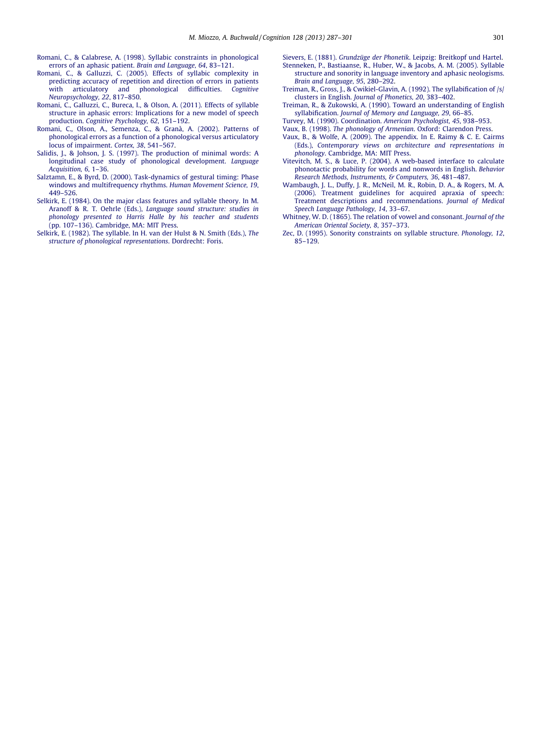Romani, C., & Calabrese, A. (1998). Syllabic constraints in phonological errors of an aphasic patient. *Brain and Language, 64*, 83–121.

Romani, C., & Galluzzi, C. (2005). Effects of syllabic complexity in predicting accuracy of repetition and direction of errors in patients with articulatory and phonological difficulties. *Cognitive Neuropsychology, 22*, 817–850.

Romani, C., Galluzzi, C., Bureca, I., & Olson, A. (2011). Effects of syllable structure in aphasic errors: Implications for a new model of speech production. *Cognitive Psychology, 62*, 151–192.

Romani, C., Olson, A., Semenza, C., & Granà, A. (2002). Patterns of phonological errors as a function of a phonological versus articulatory locus of impairment. *Cortex, 38*, 541–567.

Salidis, J., & Johson, J. S. (1997). The production of minimal words: A longitudinal case study of phonological development. *Language Acquisition, 6*, 1–36.

Saltzamn, E., & Byrd, D. (2000). Task-dynamics of gestural timing: Phase windows and multifrequency rhythms. *Human Movement Science, 19*, 449–526.

Selkirk, E. (1984). On the major class features and syllable theory. In M. Aranoff & R. T. Oehrle (Eds.), *Language sound structure: studies in phonology presented to Harris Halle by his teacher and students* (pp. 107–136). Cambridge, MA: MIT Press.

Selkirk, E. (1982). The syllable. In H. van der Hulst & N. Smith (Eds.), *The structure of phonological representations*. Dordrecht: Foris.

Sievers, E. (1881). *Grundzüge der Phonetik*. Leipzig: Breitkopf und Hartel.

Stenneken, P., Bastiaanse, R., Huber, W., & Jacobs, A. M. (2005). Syllable structure and sonority in language inventory and aphasic neologisms. *Brain and Language, 95*, 280–292.

Treiman, R., Gross, J., & Cwikiel-Glavin, A. (1992). The syllabification of /s/ clusters in English. *Journal of Phonetics, 20*, 383–402.

Treiman, R., & Zukowski, A. (1990). Toward an understanding of English syllabification. *Journal of Memory and Language, 29*, 66–85.

Turvey, M. (1990). Coordination. *American Psychologist, 45*, 938–953.

Vaux, B. (1998). *The phonology of Armenian*. Oxford: Clarendon Press.

Vaux, B., & Wolfe, A. (2009). The appendix. In E. Raimy & C. E. Cairms (Eds.), *Contemporary views on architecture and representations in phonology*. Cambridge, MA: MIT Press.

Vitevitch, M. S., & Luce, P. (2004). A web-based interface to calculate phonotactic probability for words and nonwords in English. *Behavior Research Methods, Instruments, & Computers, 36*, 481–487.

Wambaugh, J. L., Duffy, J. R., McNeil, M. R., Robin, D. A., & Rogers, M. A. (2006). Treatment guidelines for acquired apraxia of speech: Treatment descriptions and recommendations. *Journal of Medical Speech Language Pathology, 14*, 33–67.

Whitney, W. D. (1865). The relation of vowel and consonant. *Journal of the American Oriental Society, 8*, 357–373.

Zec, D. (1995). Sonority constraints on syllable structure. *Phonology, 12*, 85–129.